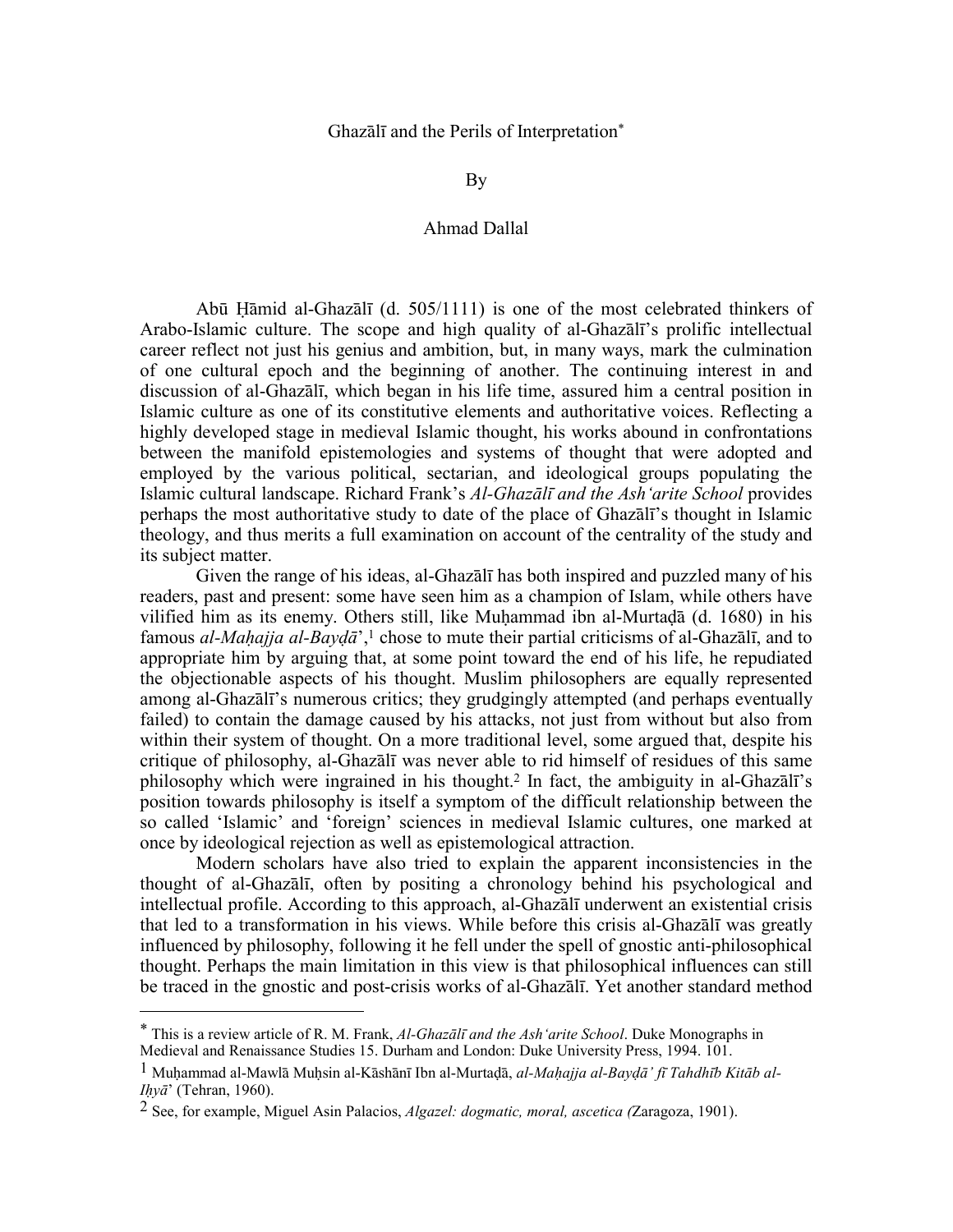# Ghazālī and the Perils of Interpretation*

By

Ahmad Dallal

Abū Ḥāmid al-Ghazālī (d. 505/1111) is one of the most celebrated thinkers of Arabo-Islamic culture. The scope and high quality of al-Ghazālī's prolific intellectual career reflect not just his genius and ambition, but, in many ways, mark the culmination of one cultural epoch and the beginning of another. The continuing interest in and discussion of al-Ghazālī, which began in his life time, assured him a central position in Islamic culture as one of its constitutive elements and authoritative voices. Reflecting a highly developed stage in medieval Islamic thought, his works abound in confrontations between the manifold epistemologies and systems of thought that were adopted and employed by the various political, sectarian, and ideological groups populating the Islamic cultural landscape. Richard Frank's *Al-Ghazālī and the Ash'arite School* provides perhaps the most authoritative study to date of the place of Ghazālī's thought in Islamic theology, and thus merits a full examination on account of the centrality of the study and its subject matter.

Given the range of his ideas, al-Ghazālī has both inspired and puzzled many of his readers, past and present: some have seen him as a champion of Islam, while others have vilified him as its enemy. Others still, like Muḥammad ibn al-Murtaḍā (d. 1680) in his famous *al-Maḥajja al-Bayḍā'*,[1] chose to mute their partial criticisms of al-Ghazālī, and to appropriate him by arguing that, at some point toward the end of his life, he repudiated the objectionable aspects of his thought. Muslim philosophers are equally represented among al-Ghazālī's numerous critics; they grudgingly attempted (and perhaps eventually failed) to contain the damage caused by his attacks, not just from without but also from within their system of thought. On a more traditional level, some argued that, despite his critique of philosophy, al-Ghazālī was never able to rid himself of residues of this same philosophy which were ingrained in his thought.[2] In fact, the ambiguity in al-Ghazālī's position towards philosophy is itself a symptom of the difficult relationship between the so called 'Islamic' and 'foreign' sciences in medieval Islamic cultures, one marked at once by ideological rejection as well as epistemological attraction.

Modern scholars have also tried to explain the apparent inconsistencies in the thought of al-Ghazālī, often by positing a chronology behind his psychological and intellectual profile. According to this approach, al-Ghazālī underwent an existential crisis that led to a transformation in his views. While before this crisis al-Ghazālī was greatly influenced by philosophy, following it he fell under the spell of gnostic anti-philosophical thought. Perhaps the main limitation in this view is that philosophical influences can still be traced in the gnostic and post-crisis works of al-Ghazālī. Yet another standard method

---

* This is a review article of R. M. Frank, *Al-Ghazālī and the Ash'arite School*. Duke Monographs in Medieval and Renaissance Studies 15. Durham and London: Duke University Press, 1994. 101.

[1] Muḥammad al-Mawlā Muḥsin al-Kāshānī Ibn al-Murtaḍā, *al-Maḥajja al-Bayḍā' fī Tahdhīb Kitāb al-Iḥyā'* (Tehran, 1960).

[2] See, for example, Miguel Asin Palacios, *Algazel: dogmatic, moral, ascetica (*Zaragoza, 1901).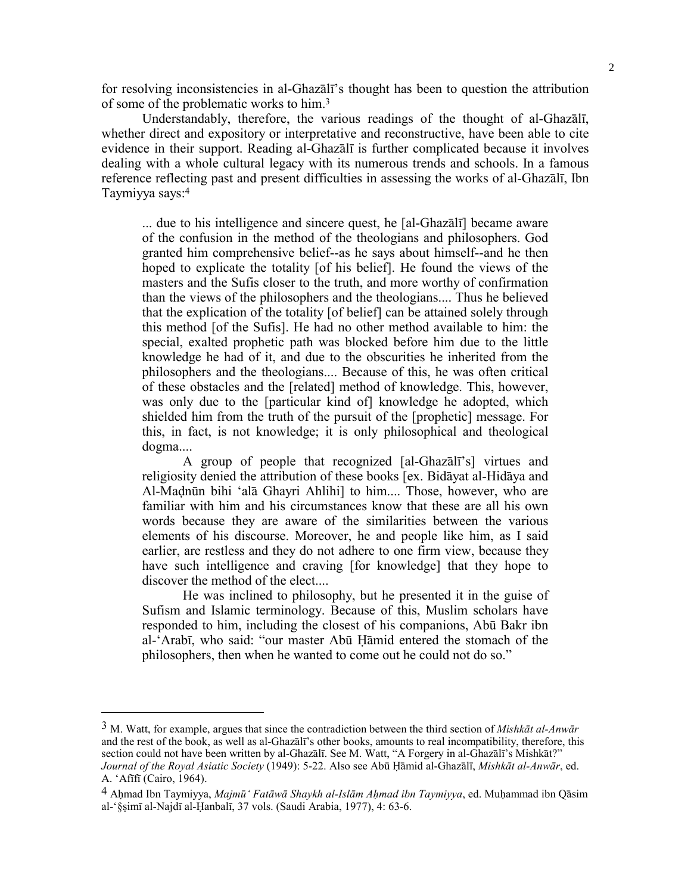for resolving inconsistencies in al-Ghazālī's thought has been to question the attribution of some of the problematic works to him.[3]

Understandably, therefore, the various readings of the thought of al-Ghazālī, whether direct and expository or interpretative and reconstructive, have been able to cite evidence in their support. Reading al-Ghazālī is further complicated because it involves dealing with a whole cultural legacy with its numerous trends and schools. In a famous reference reflecting past and present difficulties in assessing the works of al-Ghazālī, Ibn Taymiyya says:[4]

> ... due to his intelligence and sincere quest, he [al-Ghazālī] became aware of the confusion in the method of the theologians and philosophers. God granted him comprehensive belief--as he says about himself--and he then hoped to explicate the totality [of his belief]. He found the views of the masters and the Sufis closer to the truth, and more worthy of confirmation than the views of the philosophers and the theologians.... Thus he believed that the explication of the totality [of belief] can be attained solely through this method [of the Sufis]. He had no other method available to him: the special, exalted prophetic path was blocked before him due to the little knowledge he had of it, and due to the obscurities he inherited from the philosophers and the theologians.... Because of this, he was often critical of these obstacles and the [related] method of knowledge. This, however, was only due to the [particular kind of] knowledge he adopted, which shielded him from the truth of the pursuit of the [prophetic] message. For this, in fact, is not knowledge; it is only philosophical and theological dogma....
>
> A group of people that recognized [al-Ghazālī's] virtues and religiosity denied the attribution of these books [ex. Bidāyat al-Hidāya and Al-Maḍnūn bihi 'alā Ghayri Ahlihi] to him.... Those, however, who are familiar with him and his circumstances know that these are all his own words because they are aware of the similarities between the various elements of his discourse. Moreover, he and people like him, as I said earlier, are restless and they do not adhere to one firm view, because they have such intelligence and craving [for knowledge] that they hope to discover the method of the elect....
>
> He was inclined to philosophy, but he presented it in the guise of Sufism and Islamic terminology. Because of this, Muslim scholars have responded to him, including the closest of his companions, Abū Bakr ibn al-'Arabī, who said: "our master Abū Ḥāmid entered the stomach of the philosophers, then when he wanted to come out he could not do so."

---

[3] M. Watt, for example, argues that since the contradiction between the third section of *Mishkāt al-Anwār* and the rest of the book, as well as al-Ghazālī's other books, amounts to real incompatibility, therefore, this section could not have been written by al-Ghazālī. See M. Watt, "A Forgery in al-Ghazālī's Mishkāt?" *Journal of the Royal Asiatic Society* (1949): 5-22. Also see Abū Ḥāmid al-Ghazālī, *Mishkāt al-Anwār*, ed. A. 'Afīfī (Cairo, 1964).

[4] Aḥmad Ibn Taymiyya, *Majmū' Fatāwā Shaykh al-Islām Aḥmad ibn Taymiyya*, ed. Muḥammad ibn Qāsim al-'§ṣimī al-Najdī al-Ḥanbalī, 37 vols. (Saudi Arabia, 1977), 4: 63-6.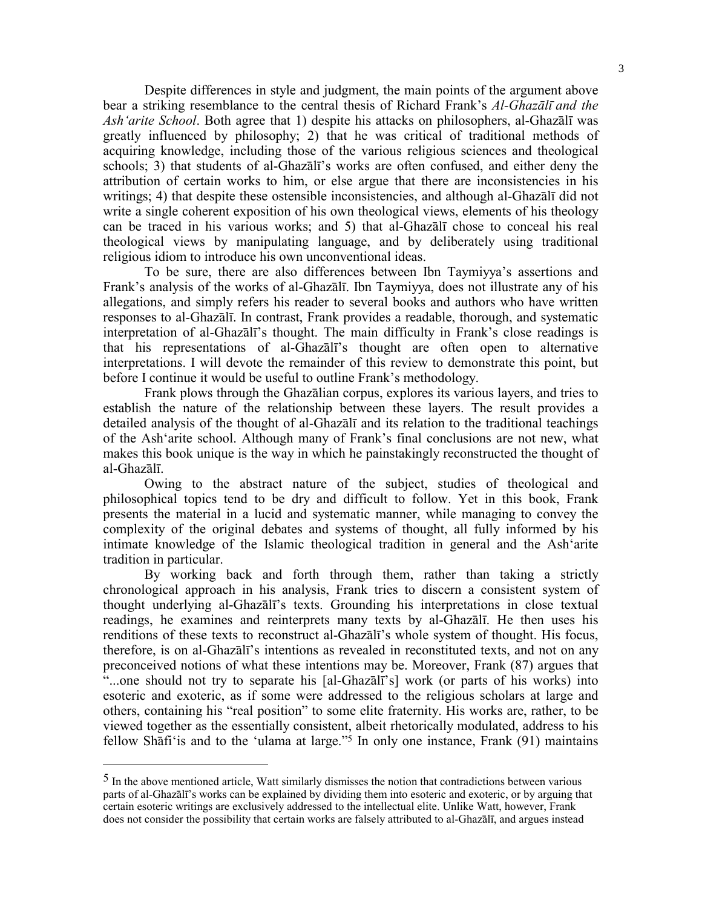Despite differences in style and judgment, the main points of the argument above bear a striking resemblance to the central thesis of Richard Frank's *Al-Ghazālī and the Ash'arite School*. Both agree that 1) despite his attacks on philosophers, al-Ghazālī was greatly influenced by philosophy; 2) that he was critical of traditional methods of acquiring knowledge, including those of the various religious sciences and theological schools; 3) that students of al-Ghazālī's works are often confused, and either deny the attribution of certain works to him, or else argue that there are inconsistencies in his writings; 4) that despite these ostensible inconsistencies, and although al-Ghazālī did not write a single coherent exposition of his own theological views, elements of his theology can be traced in his various works; and 5) that al-Ghazālī chose to conceal his real theological views by manipulating language, and by deliberately using traditional religious idiom to introduce his own unconventional ideas.

To be sure, there are also differences between Ibn Taymiyya's assertions and Frank's analysis of the works of al-Ghazālī. Ibn Taymiyya, does not illustrate any of his allegations, and simply refers his reader to several books and authors who have written responses to al-Ghazālī. In contrast, Frank provides a readable, thorough, and systematic interpretation of al-Ghazālī's thought. The main difficulty in Frank's close readings is that his representations of al-Ghazālī's thought are often open to alternative interpretations. I will devote the remainder of this review to demonstrate this point, but before I continue it would be useful to outline Frank's methodology.

Frank plows through the Ghazālian corpus, explores its various layers, and tries to establish the nature of the relationship between these layers. The result provides a detailed analysis of the thought of al-Ghazālī and its relation to the traditional teachings of the Ash'arite school. Although many of Frank's final conclusions are not new, what makes this book unique is the way in which he painstakingly reconstructed the thought of al-Ghazālī.

Owing to the abstract nature of the subject, studies of theological and philosophical topics tend to be dry and difficult to follow. Yet in this book, Frank presents the material in a lucid and systematic manner, while managing to convey the complexity of the original debates and systems of thought, all fully informed by his intimate knowledge of the Islamic theological tradition in general and the Ash'arite tradition in particular.

By working back and forth through them, rather than taking a strictly chronological approach in his analysis, Frank tries to discern a consistent system of thought underlying al-Ghazālī's texts. Grounding his interpretations in close textual readings, he examines and reinterprets many texts by al-Ghazālī. He then uses his renditions of these texts to reconstruct al-Ghazālī's whole system of thought. His focus, therefore, is on al-Ghazālī's intentions as revealed in reconstituted texts, and not on any preconceived notions of what these intentions may be. Moreover, Frank (87) argues that "...one should not try to separate his [al-Ghazālī's] work (or parts of his works) into esoteric and exoteric, as if some were addressed to the religious scholars at large and others, containing his "real position" to some elite fraternity. His works are, rather, to be viewed together as the essentially consistent, albeit rhetorically modulated, address to his fellow Shāfi'is and to the 'ulama at large."[5] In only one instance, Frank (91) maintains

[5] In the above mentioned article, Watt similarly dismisses the notion that contradictions between various parts of al-Ghazālī's works can be explained by dividing them into esoteric and exoteric, or by arguing that certain esoteric writings are exclusively addressed to the intellectual elite. Unlike Watt, however, Frank does not consider the possibility that certain works are falsely attributed to al-Ghazālī, and argues instead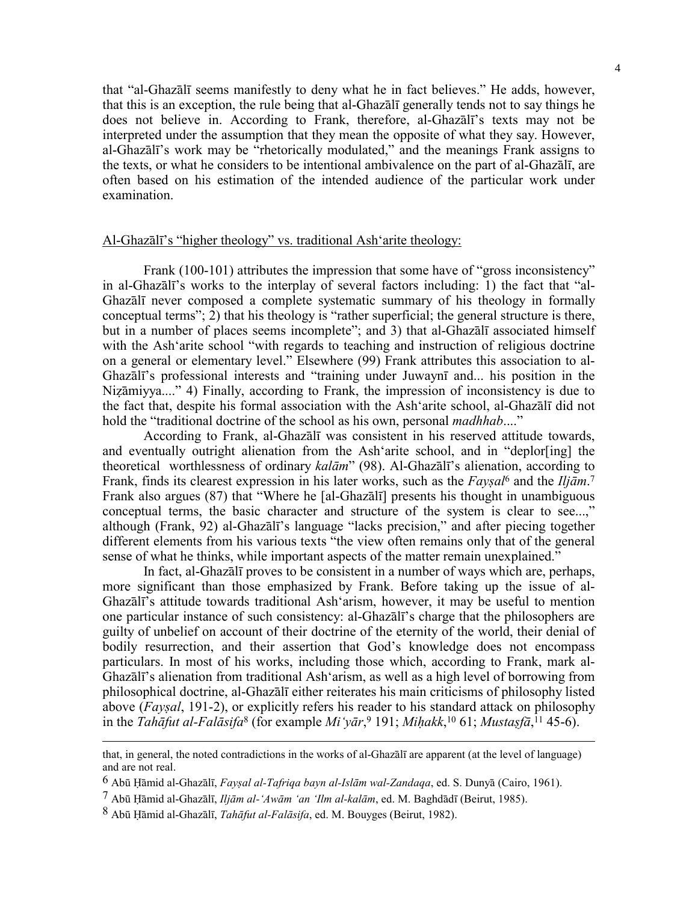that "al-Ghazālī seems manifestly to deny what he in fact believes." He adds, however, that this is an exception, the rule being that al-Ghazālī generally tends not to say things he does not believe in. According to Frank, therefore, al-Ghazālī's texts may not be interpreted under the assumption that they mean the opposite of what they say. However, al-Ghazālī's work may be "rhetorically modulated," and the meanings Frank assigns to the texts, or what he considers to be intentional ambivalence on the part of al-Ghazālī, are often based on his estimation of the intended audience of the particular work under examination.

## Al-Ghazālī's "higher theology" vs. traditional Ash'arite theology:

Frank (100-101) attributes the impression that some have of "gross inconsistency" in al-Ghazālī's works to the interplay of several factors including: 1) the fact that "al-Ghazālī never composed a complete systematic summary of his theology in formally conceptual terms"; 2) that his theology is "rather superficial; the general structure is there, but in a number of places seems incomplete"; and 3) that al-Ghazālī associated himself with the Ash'arite school "with regards to teaching and instruction of religious doctrine on a general or elementary level." Elsewhere (99) Frank attributes this association to al-Ghazālī's professional interests and "training under Juwaynī and... his position in the Niẓāmiyya...." 4) Finally, according to Frank, the impression of inconsistency is due to the fact that, despite his formal association with the Ash'arite school, al-Ghazālī did not hold the "traditional doctrine of the school as his own, personal *madhhab*...."

According to Frank, al-Ghazālī was consistent in his reserved attitude towards, and eventually outright alienation from the Ash'arite school, and in "deplor[ing] the theoretical worthlessness of ordinary *kalām*" (98). Al-Ghazālī's alienation, according to Frank, finds its clearest expression in his later works, such as the *Fayṣal*[6] and the *Iljām*.[7] Frank also argues (87) that "Where he [al-Ghazālī] presents his thought in unambiguous conceptual terms, the basic character and structure of the system is clear to see...," although (Frank, 92) al-Ghazālī's language "lacks precision," and after piecing together different elements from his various texts "the view often remains only that of the general sense of what he thinks, while important aspects of the matter remain unexplained."

In fact, al-Ghazālī proves to be consistent in a number of ways which are, perhaps, more significant than those emphasized by Frank. Before taking up the issue of al-Ghazālī's attitude towards traditional Ash'arism, however, it may be useful to mention one particular instance of such consistency: al-Ghazālī's charge that the philosophers are guilty of unbelief on account of their doctrine of the eternity of the world, their denial of bodily resurrection, and their assertion that God's knowledge does not encompass particulars. In most of his works, including those which, according to Frank, mark al-Ghazālī's alienation from traditional Ash'arism, as well as a high level of borrowing from philosophical doctrine, al-Ghazālī either reiterates his main criticisms of philosophy listed above (*Fayṣal*, 191-2), or explicitly refers his reader to his standard attack on philosophy in the *Tahāfut al-Falāsifa*[8] (for example *Mi'yār*,[9] 191; *Miḥakk*,[10] 61; *Mustaṣfā*,[11] 45-6).

---

that, in general, the noted contradictions in the works of al-Ghazālī are apparent (at the level of language) and are not real.

[6] Abū Ḥāmid al-Ghazālī, *Fayṣal al-Tafriqa bayn al-Islām wal-Zandaqa*, ed. S. Dunyā (Cairo, 1961).

[7] Abū Ḥāmid al-Ghazālī, *Iljām al-'Awām 'an 'Ilm al-kalām*, ed. M. Baghdādī (Beirut, 1985).

[8] Abū Ḥāmid al-Ghazālī, *Tahāfut al-Falāsifa*, ed. M. Bouyges (Beirut, 1982).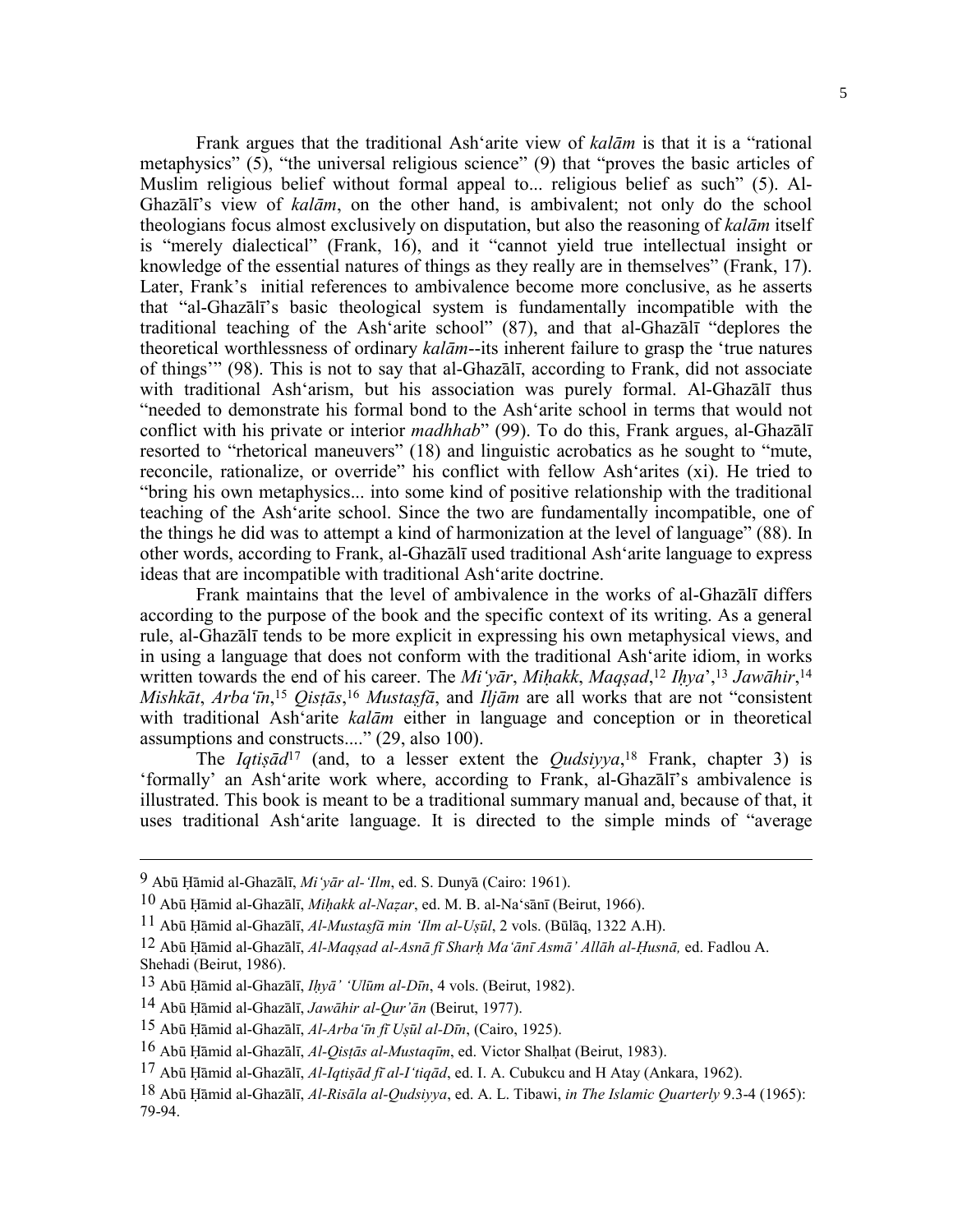Frank argues that the traditional Ash'arite view of *kalām* is that it is a "rational metaphysics" (5), "the universal religious science" (9) that "proves the basic articles of Muslim religious belief without formal appeal to... religious belief as such" (5). Al-Ghazālī's view of *kalām*, on the other hand, is ambivalent; not only do the school theologians focus almost exclusively on disputation, but also the reasoning of *kalām* itself is "merely dialectical" (Frank, 16), and it "cannot yield true intellectual insight or knowledge of the essential natures of things as they really are in themselves" (Frank, 17). Later, Frank's initial references to ambivalence become more conclusive, as he asserts that "al-Ghazālī's basic theological system is fundamentally incompatible with the traditional teaching of the Ash'arite school" (87), and that al-Ghazālī "deplores the theoretical worthlessness of ordinary *kalām*--its inherent failure to grasp the 'true natures of things'" (98). This is not to say that al-Ghazālī, according to Frank, did not associate with traditional Ash'arism, but his association was purely formal. Al-Ghazālī thus "needed to demonstrate his formal bond to the Ash'arite school in terms that would not conflict with his private or interior *madhhab*" (99). To do this, Frank argues, al-Ghazālī resorted to "rhetorical maneuvers" (18) and linguistic acrobatics as he sought to "mute, reconcile, rationalize, or override" his conflict with fellow Ash'arites (xi). He tried to "bring his own metaphysics... into some kind of positive relationship with the traditional teaching of the Ash'arite school. Since the two are fundamentally incompatible, one of the things he did was to attempt a kind of harmonization at the level of language" (88). In other words, according to Frank, al-Ghazālī used traditional Ash'arite language to express ideas that are incompatible with traditional Ash'arite doctrine.

Frank maintains that the level of ambivalence in the works of al-Ghazālī differs according to the purpose of the book and the specific context of its writing. As a general rule, al-Ghazālī tends to be more explicit in expressing his own metaphysical views, and in using a language that does not conform with the traditional Ash'arite idiom, in works written towards the end of his career. The *Mi'yār*, *Miḥakk*, *Maqṣad*,[12] *Iḥya'*,[13] *Jawāhir*,[14] *Mishkāt*, *Arba'īn*,[15] *Qisṭās*,[16] *Mustaṣfā*, and *Iljām* are all works that are not "consistent with traditional Ash'arite *kalām* either in language and conception or in theoretical assumptions and constructs...." (29, also 100).

The *Iqtiṣād*[17] (and, to a lesser extent the *Qudsiyya*,[18] Frank, chapter 3) is 'formally' an Ash'arite work where, according to Frank, al-Ghazālī's ambivalence is illustrated. This book is meant to be a traditional summary manual and, because of that, it uses traditional Ash'arite language. It is directed to the simple minds of "average

---

[9] Abū Ḥāmid al-Ghazālī, *Mi'yār al-'Ilm*, ed. S. Dunyā (Cairo: 1961).

[10] Abū Ḥāmid al-Ghazālī, *Miḥakk al-Naẓar*, ed. M. B. al-Na'sānī (Beirut, 1966).

[11] Abū Ḥāmid al-Ghazālī, *Al-Mustaṣfā min 'Ilm al-Uṣūl*, 2 vols. (Būlāq, 1322 A.H).

[12] Abū Ḥāmid al-Ghazālī, *Al-Maqṣad al-Asnā fī Sharḥ Ma'ānī Asmā' Allāh al-Ḥusnā,* ed. Fadlou A. Shehadi (Beirut, 1986).

[13] Abū Ḥāmid al-Ghazālī, *Iḥyā' 'Ulūm al-Dīn*, 4 vols. (Beirut, 1982).

[14] Abū Ḥāmid al-Ghazālī, *Jawāhir al-Qur'ān* (Beirut, 1977).

[15] Abū Ḥāmid al-Ghazālī, *Al-Arba'īn fī Uṣūl al-Dīn*, (Cairo, 1925).

[16] Abū Ḥāmid al-Ghazālī, *Al-Qisṭās al-Mustaqīm*, ed. Victor Shalḥat (Beirut, 1983).

[17] Abū Ḥāmid al-Ghazālī, *Al-Iqtiṣād fī al-I'tiqād*, ed. I. A. Cubukcu and H Atay (Ankara, 1962).

[18] Abū Ḥāmid al-Ghazālī, *Al-Risāla al-Qudsiyya*, ed. A. L. Tibawi, *in The Islamic Quarterly* 9.3-4 (1965): 79-94.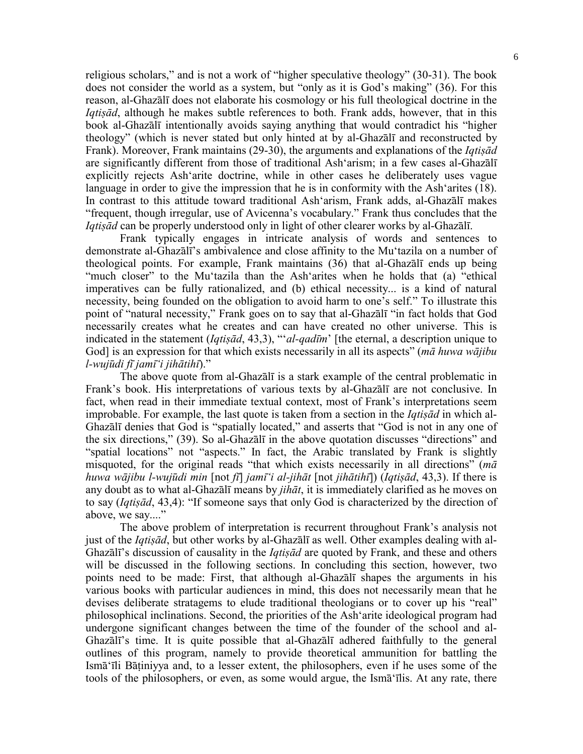religious scholars," and is not a work of "higher speculative theology" (30-31). The book does not consider the world as a system, but "only as it is God's making" (36). For this reason, al-Ghazālī does not elaborate his cosmology or his full theological doctrine in the *Iqtiṣād*, although he makes subtle references to both. Frank adds, however, that in this book al-Ghazālī intentionally avoids saying anything that would contradict his "higher theology" (which is never stated but only hinted at by al-Ghazālī and reconstructed by Frank). Moreover, Frank maintains (29-30), the arguments and explanations of the *Iqtiṣād* are significantly different from those of traditional Ash'arism; in a few cases al-Ghazālī explicitly rejects Ash'arite doctrine, while in other cases he deliberately uses vague language in order to give the impression that he is in conformity with the Ash'arites (18). In contrast to this attitude toward traditional Ash'arism, Frank adds, al-Ghazālī makes "frequent, though irregular, use of Avicenna's vocabulary." Frank thus concludes that the *Iqtiṣād* can be properly understood only in light of other clearer works by al-Ghazālī.

Frank typically engages in intricate analysis of words and sentences to demonstrate al-Ghazālī's ambivalence and close affinity to the Mu'tazila on a number of theological points. For example, Frank maintains (36) that al-Ghazālī ends up being "much closer" to the Mu'tazila than the Ash'arites when he holds that (a) "ethical imperatives can be fully rationalized, and (b) ethical necessity... is a kind of natural necessity, being founded on the obligation to avoid harm to one's self." To illustrate this point of "natural necessity," Frank goes on to say that al-Ghazālī "in fact holds that God necessarily creates what he creates and can have created no other universe. This is indicated in the statement (*Iqtiṣād*, 43,3), "'*al-qadīm*' [the eternal, a description unique to God] is an expression for that which exists necessarily in all its aspects" (*mā huwa wājibu l-wujūdi fī jamī'i jihātihī*)."

The above quote from al-Ghazālī is a stark example of the central problematic in Frank's book. His interpretations of various texts by al-Ghazālī are not conclusive. In fact, when read in their immediate textual context, most of Frank's interpretations seem improbable. For example, the last quote is taken from a section in the *Iqtiṣād* in which al-Ghazālī denies that God is "spatially located," and asserts that "God is not in any one of the six directions," (39). So al-Ghazālī in the above quotation discusses "directions" and "spatial locations" not "aspects." In fact, the Arabic translated by Frank is slightly misquoted, for the original reads "that which exists necessarily in all directions" (*mā huwa wājibu l-wujūdi min* [not *fī*] *jamī'i al-jihāt* [not *jihātihī*]) (*Iqtiṣād*, 43,3). If there is any doubt as to what al-Ghazālī means by *jihāt*, it is immediately clarified as he moves on to say (*Iqtiṣād*, 43,4): "If someone says that only God is characterized by the direction of above, we say...."

The above problem of interpretation is recurrent throughout Frank's analysis not just of the *Iqtiṣād*, but other works by al-Ghazālī as well. Other examples dealing with al-Ghazālī's discussion of causality in the *Iqtiṣād* are quoted by Frank, and these and others will be discussed in the following sections. In concluding this section, however, two points need to be made: First, that although al-Ghazālī shapes the arguments in his various books with particular audiences in mind, this does not necessarily mean that he devises deliberate stratagems to elude traditional theologians or to cover up his "real" philosophical inclinations. Second, the priorities of the Ash'arite ideological program had undergone significant changes between the time of the founder of the school and al-Ghazālī's time. It is quite possible that al-Ghazālī adhered faithfully to the general outlines of this program, namely to provide theoretical ammunition for battling the Ismā'īli Bāṭiniyya and, to a lesser extent, the philosophers, even if he uses some of the tools of the philosophers, or even, as some would argue, the Ismā'īlis. At any rate, there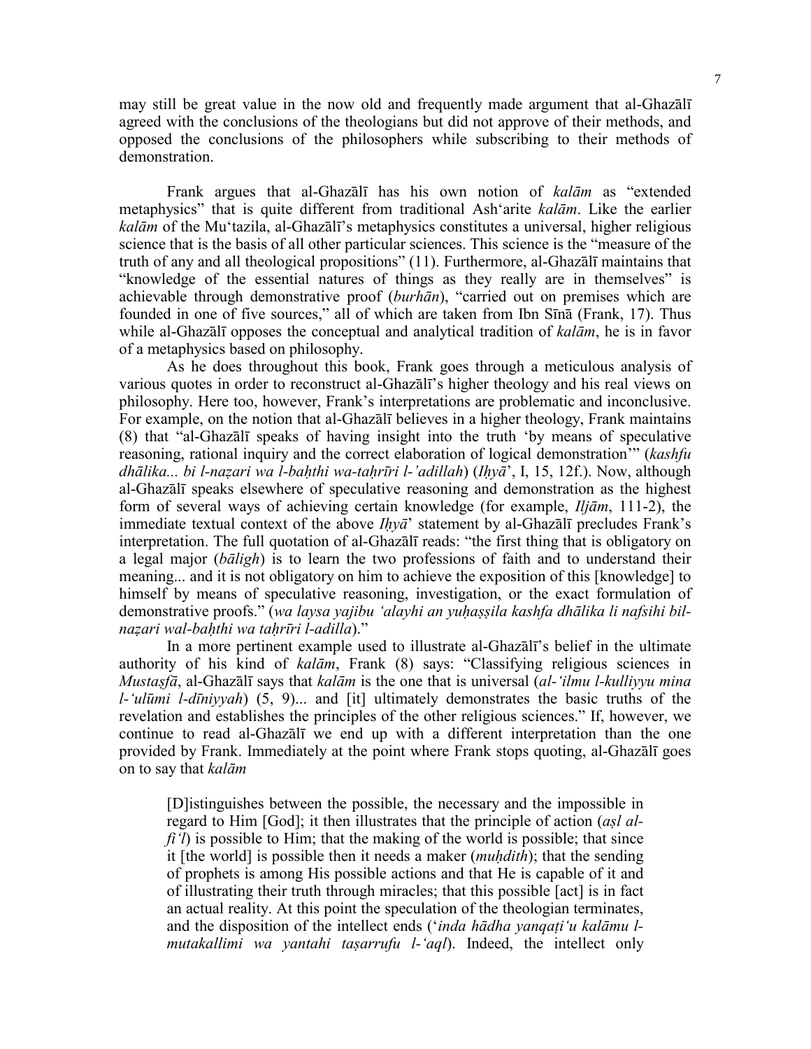may still be great value in the now old and frequently made argument that al-Ghazālī agreed with the conclusions of the theologians but did not approve of their methods, and opposed the conclusions of the philosophers while subscribing to their methods of demonstration.

Frank argues that al-Ghazālī has his own notion of *kalām* as "extended metaphysics" that is quite different from traditional Ash'arite *kalām*. Like the earlier *kalām* of the Mu'tazila, al-Ghazālī's metaphysics constitutes a universal, higher religious science that is the basis of all other particular sciences. This science is the "measure of the truth of any and all theological propositions" (11). Furthermore, al-Ghazālī maintains that "knowledge of the essential natures of things as they really are in themselves" is achievable through demonstrative proof (*burhān*), "carried out on premises which are founded in one of five sources," all of which are taken from Ibn Sīnā (Frank, 17). Thus while al-Ghazālī opposes the conceptual and analytical tradition of *kalām*, he is in favor of a metaphysics based on philosophy.

As he does throughout this book, Frank goes through a meticulous analysis of various quotes in order to reconstruct al-Ghazālī's higher theology and his real views on philosophy. Here too, however, Frank's interpretations are problematic and inconclusive. For example, on the notion that al-Ghazālī believes in a higher theology, Frank maintains (8) that "al-Ghazālī speaks of having insight into the truth 'by means of speculative reasoning, rational inquiry and the correct elaboration of logical demonstration'" (*kashfu dhālika... bi l-naẓari wa l-baḥthi wa-taḥrīri l-'adillah*) (*Iḥyā'*, I, 15, 12f.). Now, although al-Ghazālī speaks elsewhere of speculative reasoning and demonstration as the highest form of several ways of achieving certain knowledge (for example, *Iljām*, 111-2), the immediate textual context of the above *Iḥyā'* statement by al-Ghazālī precludes Frank's interpretation. The full quotation of al-Ghazālī reads: "the first thing that is obligatory on a legal major (*bāligh*) is to learn the two professions of faith and to understand their meaning... and it is not obligatory on him to achieve the exposition of this [knowledge] to himself by means of speculative reasoning, investigation, or the exact formulation of demonstrative proofs." (*wa laysa yajibu 'alayhi an yuḥaṣṣila kashfa dhālika li nafsihi bil-naẓari wal-baḥthi wa taḥrīri l-adilla*)."

In a more pertinent example used to illustrate al-Ghazālī's belief in the ultimate authority of his kind of *kalām*, Frank (8) says: "Classifying religious sciences in *Mustaṣfā*, al-Ghazālī says that *kalām* is the one that is universal (*al-'ilmu l-kulliyyu mina l-'ulūmi l-dīniyyah*) (5, 9)... and [it] ultimately demonstrates the basic truths of the revelation and establishes the principles of the other religious sciences." If, however, we continue to read al-Ghazālī we end up with a different interpretation than the one provided by Frank. Immediately at the point where Frank stops quoting, al-Ghazālī goes on to say that *kalām*

> [D]istinguishes between the possible, the necessary and the impossible in regard to Him [God]; it then illustrates that the principle of action (*aṣl al-fi'l*) is possible to Him; that the making of the world is possible; that since it [the world] is possible then it needs a maker (*muḥdith*); that the sending of prophets is among His possible actions and that He is capable of it and of illustrating their truth through miracles; that this possible [act] is in fact an actual reality. At this point the speculation of the theologian terminates, and the disposition of the intellect ends (*'inda hādha yanqaṭi'u kalāmu l-mutakallimi wa yantahi taṣarrufu l-'aql*). Indeed, the intellect only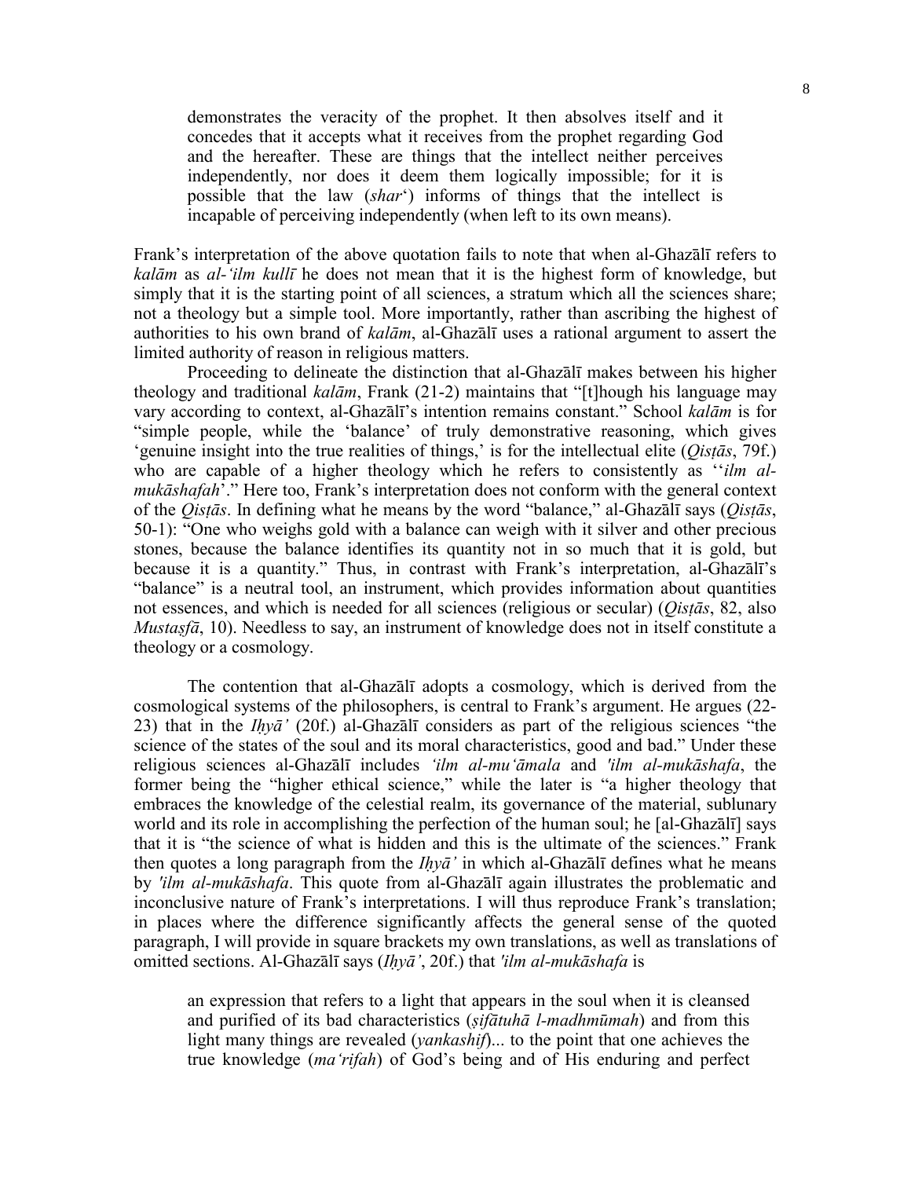> demonstrates the veracity of the prophet. It then absolves itself and it concedes that it accepts what it receives from the prophet regarding God and the hereafter. These are things that the intellect neither perceives independently, nor does it deem them logically impossible; for it is possible that the law (*shar*') informs of things that the intellect is incapable of perceiving independently (when left to its own means).

Frank's interpretation of the above quotation fails to note that when al-Ghazālī refers to *kalām* as *al-'ilm kullī* he does not mean that it is the highest form of knowledge, but simply that it is the starting point of all sciences, a stratum which all the sciences share; not a theology but a simple tool. More importantly, rather than ascribing the highest of authorities to his own brand of *kalām*, al-Ghazālī uses a rational argument to assert the limited authority of reason in religious matters.

Proceeding to delineate the distinction that al-Ghazālī makes between his higher theology and traditional *kalām*, Frank (21-2) maintains that "[t]hough his language may vary according to context, al-Ghazālī's intention remains constant." School *kalām* is for "simple people, while the 'balance' of truly demonstrative reasoning, which gives 'genuine insight into the true realities of things,' is for the intellectual elite (*Qisṭās*, 79f.) who are capable of a higher theology which he refers to consistently as ''*ilm al-mukāshafah*'." Here too, Frank's interpretation does not conform with the general context of the *Qisṭās*. In defining what he means by the word "balance," al-Ghazālī says (*Qisṭās*, 50-1): "One who weighs gold with a balance can weigh with it silver and other precious stones, because the balance identifies its quantity not in so much that it is gold, but because it is a quantity." Thus, in contrast with Frank's interpretation, al-Ghazālī's "balance" is a neutral tool, an instrument, which provides information about quantities not essences, and which is needed for all sciences (religious or secular) (*Qisṭās*, 82, also *Mustaṣfā*, 10). Needless to say, an instrument of knowledge does not in itself constitute a theology or a cosmology.

The contention that al-Ghazālī adopts a cosmology, which is derived from the cosmological systems of the philosophers, is central to Frank's argument. He argues (22-23) that in the *Iḥyā'* (20f.) al-Ghazālī considers as part of the religious sciences "the science of the states of the soul and its moral characteristics, good and bad." Under these religious sciences al-Ghazālī includes *'ilm al-mu'āmala* and *'ilm al-mukāshafa*, the former being the "higher ethical science," while the later is "a higher theology that embraces the knowledge of the celestial realm, its governance of the material, sublunary world and its role in accomplishing the perfection of the human soul; he [al-Ghazālī] says that it is "the science of what is hidden and this is the ultimate of the sciences." Frank then quotes a long paragraph from the *Iḥyā'* in which al-Ghazālī defines what he means by *'ilm al-mukāshafa*. This quote from al-Ghazālī again illustrates the problematic and inconclusive nature of Frank's interpretations. I will thus reproduce Frank's translation; in places where the difference significantly affects the general sense of the quoted paragraph, I will provide in square brackets my own translations, as well as translations of omitted sections. Al-Ghazālī says (*Iḥyā'*, 20f.) that *'ilm al-mukāshafa* is

> an expression that refers to a light that appears in the soul when it is cleansed and purified of its bad characteristics (*ṣifātuhā l-madhmūmah*) and from this light many things are revealed (*yankashif*)... to the point that one achieves the true knowledge (*ma'rifah*) of God's being and of His enduring and perfect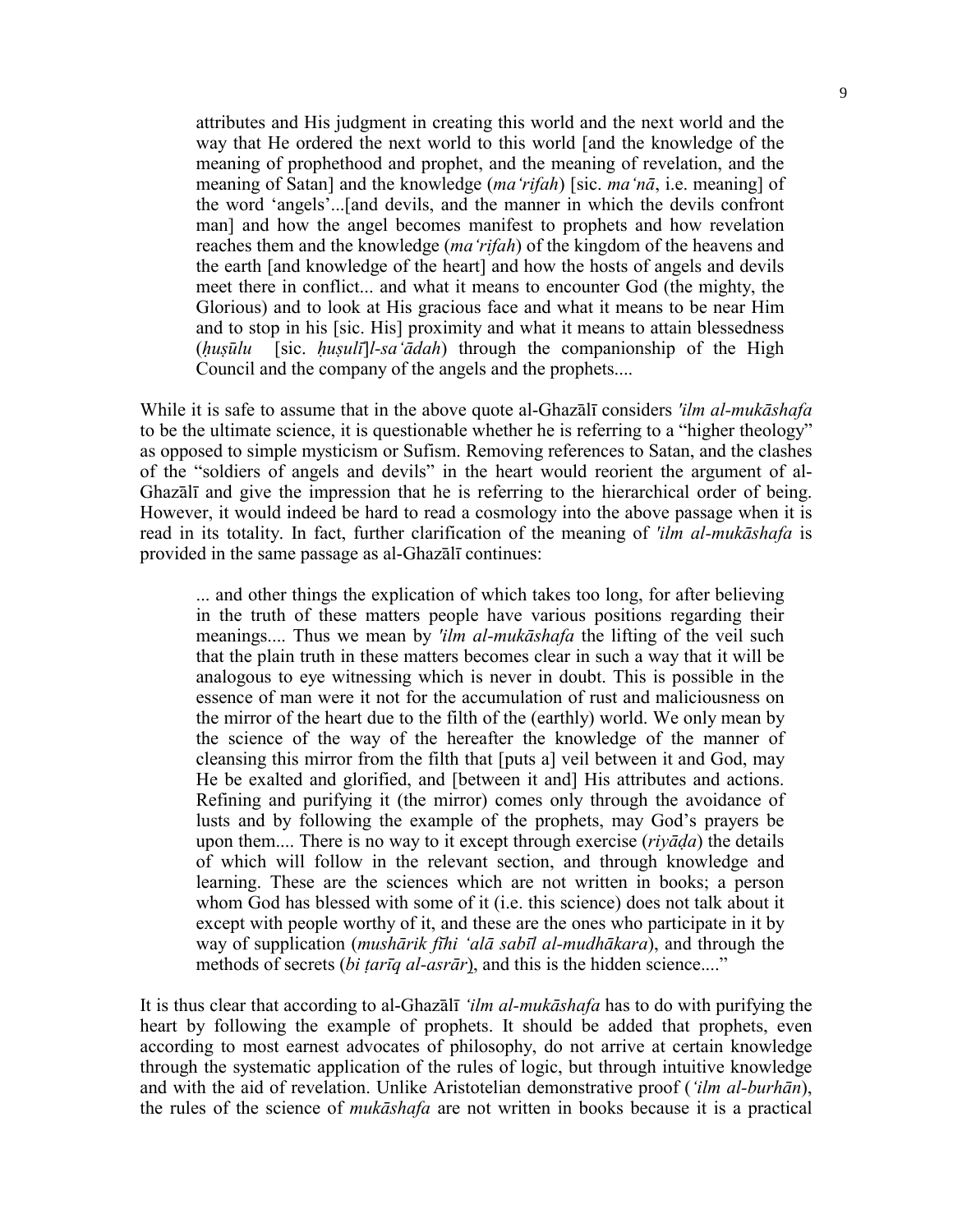> attributes and His judgment in creating this world and the next world and the way that He ordered the next world to this world [and the knowledge of the meaning of prophethood and prophet, and the meaning of revelation, and the meaning of Satan] and the knowledge (*ma'rifah*) [sic. *ma'nā*, i.e. meaning] of the word 'angels'...[and devils, and the manner in which the devils confront man] and how the angel becomes manifest to prophets and how revelation reaches them and the knowledge (*ma'rifah*) of the kingdom of the heavens and the earth [and knowledge of the heart] and how the hosts of angels and devils meet there in conflict... and what it means to encounter God (the mighty, the Glorious) and to look at His gracious face and what it means to be near Him and to stop in his [sic. His] proximity and what it means to attain blessedness (*ḥuṣūlu* [sic. *ḥuṣulī*]*l-sa'ādah*) through the companionship of the High Council and the company of the angels and the prophets....

While it is safe to assume that in the above quote al-Ghazālī considers *'ilm al-mukāshafa* to be the ultimate science, it is questionable whether he is referring to a "higher theology" as opposed to simple mysticism or Sufism. Removing references to Satan, and the clashes of the "soldiers of angels and devils" in the heart would reorient the argument of al-Ghazālī and give the impression that he is referring to the hierarchical order of being. However, it would indeed be hard to read a cosmology into the above passage when it is read in its totality. In fact, further clarification of the meaning of *'ilm al-mukāshafa* is provided in the same passage as al-Ghazālī continues:

> ... and other things the explication of which takes too long, for after believing in the truth of these matters people have various positions regarding their meanings.... Thus we mean by *'ilm al-mukāshafa* the lifting of the veil such that the plain truth in these matters becomes clear in such a way that it will be analogous to eye witnessing which is never in doubt. This is possible in the essence of man were it not for the accumulation of rust and maliciousness on the mirror of the heart due to the filth of the (earthly) world. We only mean by the science of the way of the hereafter the knowledge of the manner of cleansing this mirror from the filth that [puts a] veil between it and God, may He be exalted and glorified, and [between it and] His attributes and actions. Refining and purifying it (the mirror) comes only through the avoidance of lusts and by following the example of the prophets, may God's prayers be upon them.... There is no way to it except through exercise (*riyāḍa*) the details of which will follow in the relevant section, and through knowledge and learning. These are the sciences which are not written in books; a person whom God has blessed with some of it (i.e. this science) does not talk about it except with people worthy of it, and these are the ones who participate in it by way of supplication (*mushārik fīhi 'alā sabīl al-mudhākara*), and through the methods of secrets (*bi ṭarīq al-asrār*), and this is the hidden science...."

It is thus clear that according to al-Ghazālī *'ilm al-mukāshafa* has to do with purifying the heart by following the example of prophets. It should be added that prophets, even according to most earnest advocates of philosophy, do not arrive at certain knowledge through the systematic application of the rules of logic, but through intuitive knowledge and with the aid of revelation. Unlike Aristotelian demonstrative proof (*'ilm al-burhān*), the rules of the science of *mukāshafa* are not written in books because it is a practical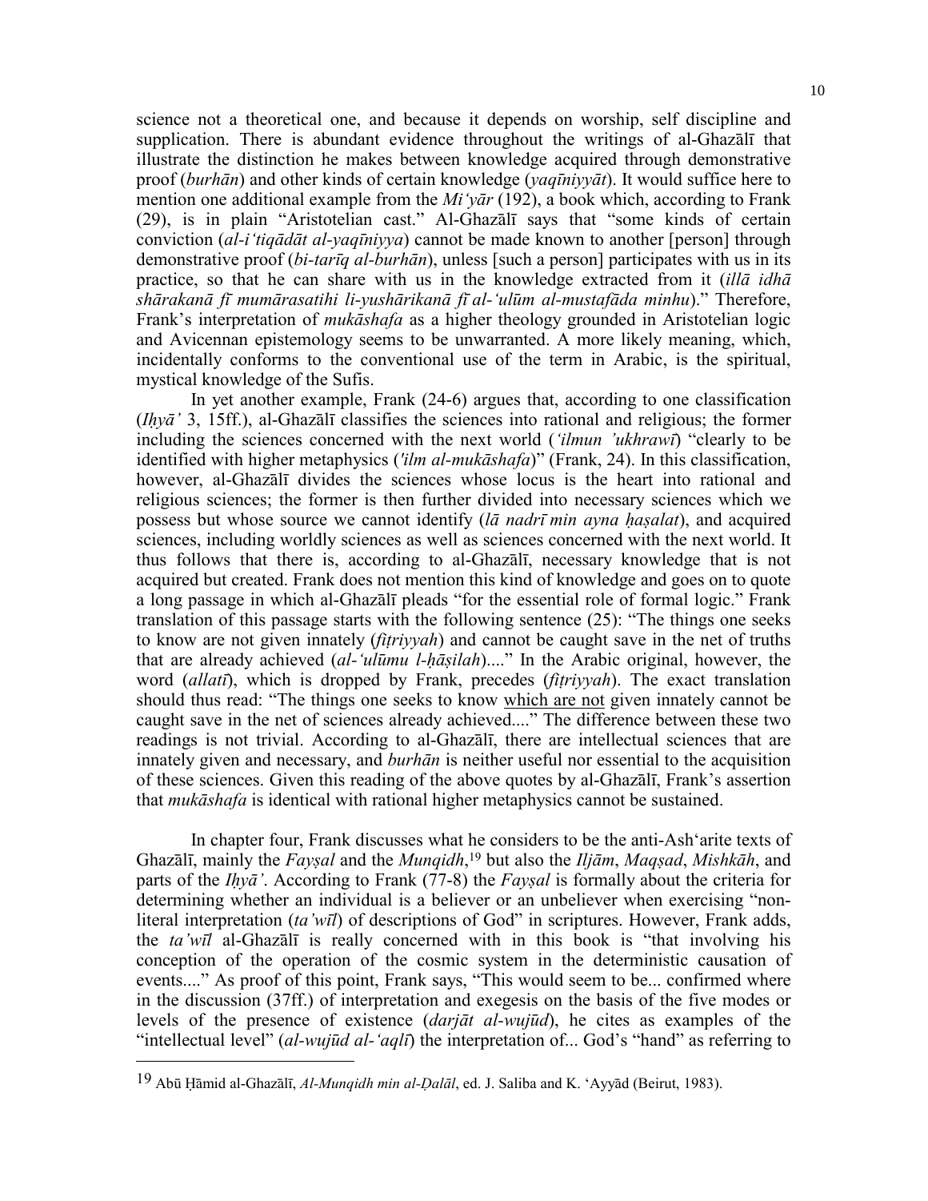science not a theoretical one, and because it depends on worship, self discipline and supplication. There is abundant evidence throughout the writings of al-Ghazālī that illustrate the distinction he makes between knowledge acquired through demonstrative proof (*burhān*) and other kinds of certain knowledge (*yaqīniyyāt*). It would suffice here to mention one additional example from the *Mi'yār* (192), a book which, according to Frank (29), is in plain "Aristotelian cast." Al-Ghazālī says that "some kinds of certain conviction (*al-i'tiqādāt al-yaqīniyya*) cannot be made known to another [person] through demonstrative proof (*bi-tarīq al-burhān*), unless [such a person] participates with us in its practice, so that he can share with us in the knowledge extracted from it (*illā idhā shārakanā fī mumārasatihi li-yushārikanā fī al-'ulūm al-mustafāda minhu*)." Therefore, Frank's interpretation of *mukāshafa* as a higher theology grounded in Aristotelian logic and Avicennan epistemology seems to be unwarranted. A more likely meaning, which, incidentally conforms to the conventional use of the term in Arabic, is the spiritual, mystical knowledge of the Sufis.

In yet another example, Frank (24-6) argues that, according to one classification (*Iḥyā'* 3, 15ff.), al-Ghazālī classifies the sciences into rational and religious; the former including the sciences concerned with the next world (*'ilmun 'ukhrawī*) "clearly to be identified with higher metaphysics (*'ilm al-mukāshafa*)" (Frank, 24). In this classification, however, al-Ghazālī divides the sciences whose locus is the heart into rational and religious sciences; the former is then further divided into necessary sciences which we possess but whose source we cannot identify (*lā nadrī min ayna ḥaṣalat*), and acquired sciences, including worldly sciences as well as sciences concerned with the next world. It thus follows that there is, according to al-Ghazālī, necessary knowledge that is not acquired but created. Frank does not mention this kind of knowledge and goes on to quote a long passage in which al-Ghazālī pleads "for the essential role of formal logic." Frank translation of this passage starts with the following sentence (25): "The things one seeks to know are not given innately (*fiṭriyyah*) and cannot be caught save in the net of truths that are already achieved (*al-'ulūmu l-ḥāṣilah*)...." In the Arabic original, however, the word (*allatī*), which is dropped by Frank, precedes (*fiṭriyyah*). The exact translation should thus read: "The things one seeks to know which are not given innately cannot be caught save in the net of sciences already achieved...." The difference between these two readings is not trivial. According to al-Ghazālī, there are intellectual sciences that are innately given and necessary, and *burhān* is neither useful nor essential to the acquisition of these sciences. Given this reading of the above quotes by al-Ghazālī, Frank's assertion that *mukāshafa* is identical with rational higher metaphysics cannot be sustained.

In chapter four, Frank discusses what he considers to be the anti-Ash'arite texts of Ghazālī, mainly the *Fayṣal* and the *Munqidh*,[19] but also the *Iljām*, *Maqṣad*, *Mishkāh*, and parts of the *Iḥyā'*. According to Frank (77-8) the *Fayṣal* is formally about the criteria for determining whether an individual is a believer or an unbeliever when exercising "non-literal interpretation (*ta'wīl*) of descriptions of God" in scriptures. However, Frank adds, the *ta'wīl* al-Ghazālī is really concerned with in this book is "that involving his conception of the operation of the cosmic system in the deterministic causation of events...." As proof of this point, Frank says, "This would seem to be... confirmed where in the discussion (37ff.) of interpretation and exegesis on the basis of the five modes or levels of the presence of existence (*darjāt al-wujūd*), he cites as examples of the "intellectual level" (*al-wujūd al-'aqlī*) the interpretation of... God's "hand" as referring to

---

[19] Abū Ḥāmid al-Ghazālī, *Al-Munqidh min al-Ḍalāl*, ed. J. Saliba and K. 'Ayyād (Beirut, 1983).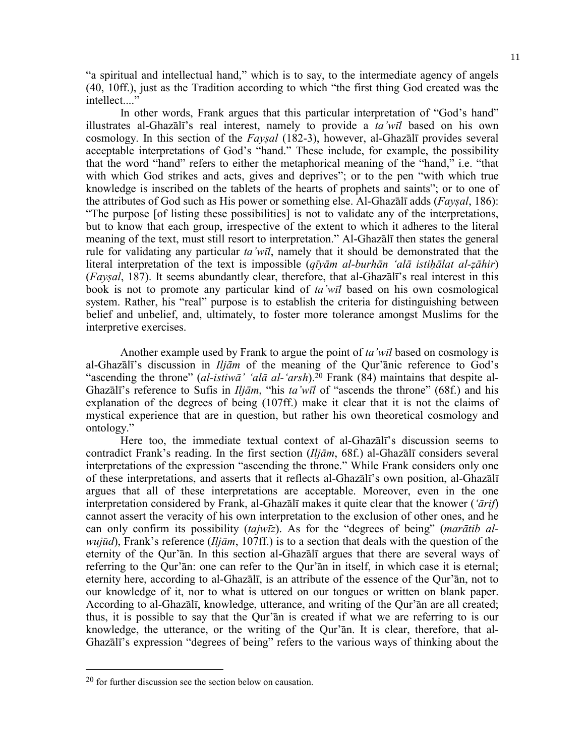"a spiritual and intellectual hand," which is to say, to the intermediate agency of angels (40, 10ff.), just as the Tradition according to which "the first thing God created was the intellect...."

In other words, Frank argues that this particular interpretation of "God's hand" illustrates al-Ghazālī's real interest, namely to provide a *ta'wīl* based on his own cosmology. In this section of the *Fayṣal* (182-3), however, al-Ghazālī provides several acceptable interpretations of God's "hand." These include, for example, the possibility that the word "hand" refers to either the metaphorical meaning of the "hand," i.e. "that with which God strikes and acts, gives and deprives"; or to the pen "with which true knowledge is inscribed on the tablets of the hearts of prophets and saints"; or to one of the attributes of God such as His power or something else. Al-Ghazālī adds (*Fayṣal*, 186): "The purpose [of listing these possibilities] is not to validate any of the interpretations, but to know that each group, irrespective of the extent to which it adheres to the literal meaning of the text, must still resort to interpretation." Al-Ghazālī then states the general rule for validating any particular *ta'wīl*, namely that it should be demonstrated that the literal interpretation of the text is impossible (*qīyām al-burhān 'alā istiḥālat al-ẓāhir*) (*Fayṣal*, 187). It seems abundantly clear, therefore, that al-Ghazālī's real interest in this book is not to promote any particular kind of *ta'wīl* based on his own cosmological system. Rather, his "real" purpose is to establish the criteria for distinguishing between belief and unbelief, and, ultimately, to foster more tolerance amongst Muslims for the interpretive exercises.

Another example used by Frank to argue the point of *ta'wīl* based on cosmology is al-Ghazālī's discussion in *Iljām* of the meaning of the Qur'ānic reference to God's "ascending the throne" (*al-istiwā' 'alā al-'arsh*).[20] Frank (84) maintains that despite al-Ghazālī's reference to Sufis in *Iljām*, "his *ta'wīl* of "ascends the throne" (68f.) and his explanation of the degrees of being (107ff.) make it clear that it is not the claims of mystical experience that are in question, but rather his own theoretical cosmology and ontology."

Here too, the immediate textual context of al-Ghazālī's discussion seems to contradict Frank's reading. In the first section (*Iljām*, 68f.) al-Ghazālī considers several interpretations of the expression "ascending the throne." While Frank considers only one of these interpretations, and asserts that it reflects al-Ghazālī's own position, al-Ghazālī argues that all of these interpretations are acceptable. Moreover, even in the one interpretation considered by Frank, al-Ghazālī makes it quite clear that the knower (*'ārif*) cannot assert the veracity of his own interpretation to the exclusion of other ones, and he can only confirm its possibility (*tajwīz*). As for the "degrees of being" (*marātib al-wujūd*), Frank's reference (*Iljām*, 107ff.) is to a section that deals with the question of the eternity of the Qur'ān. In this section al-Ghazālī argues that there are several ways of referring to the Qur'ān: one can refer to the Qur'ān in itself, in which case it is eternal; eternity here, according to al-Ghazālī, is an attribute of the essence of the Qur'ān, not to our knowledge of it, nor to what is uttered on our tongues or written on blank paper. According to al-Ghazālī, knowledge, utterance, and writing of the Qur'ān are all created; thus, it is possible to say that the Qur'ān is created if what we are referring to is our knowledge, the utterance, or the writing of the Qur'ān. It is clear, therefore, that al-Ghazālī's expression "degrees of being" refers to the various ways of thinking about the

---

[20] for further discussion see the section below on causation.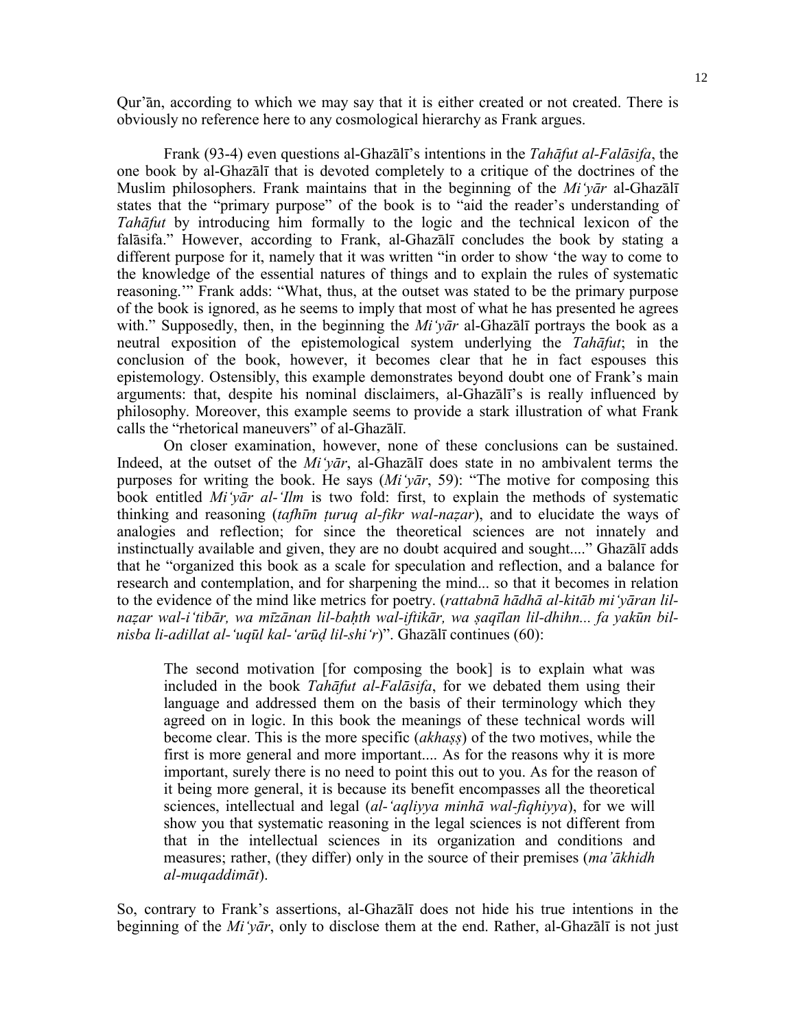Qur'ān, according to which we may say that it is either created or not created. There is obviously no reference here to any cosmological hierarchy as Frank argues.

Frank (93-4) even questions al-Ghazālī's intentions in the *Tahāfut al-Falāsifa*, the one book by al-Ghazālī that is devoted completely to a critique of the doctrines of the Muslim philosophers. Frank maintains that in the beginning of the *Mi'yār* al-Ghazālī states that the "primary purpose" of the book is to "aid the reader's understanding of *Tahāfut* by introducing him formally to the logic and the technical lexicon of the falāsifa." However, according to Frank, al-Ghazālī concludes the book by stating a different purpose for it, namely that it was written "in order to show 'the way to come to the knowledge of the essential natures of things and to explain the rules of systematic reasoning.'" Frank adds: "What, thus, at the outset was stated to be the primary purpose of the book is ignored, as he seems to imply that most of what he has presented he agrees with." Supposedly, then, in the beginning the *Mi'yār* al-Ghazālī portrays the book as a neutral exposition of the epistemological system underlying the *Tahāfut*; in the conclusion of the book, however, it becomes clear that he in fact espouses this epistemology. Ostensibly, this example demonstrates beyond doubt one of Frank's main arguments: that, despite his nominal disclaimers, al-Ghazālī's is really influenced by philosophy. Moreover, this example seems to provide a stark illustration of what Frank calls the "rhetorical maneuvers" of al-Ghazālī.

On closer examination, however, none of these conclusions can be sustained. Indeed, at the outset of the *Mi'yār*, al-Ghazālī does state in no ambivalent terms the purposes for writing the book. He says (*Mi'yār*, 59): "The motive for composing this book entitled *Mi'yār al-'Ilm* is two fold: first, to explain the methods of systematic thinking and reasoning (*tafhīm ṭuruq al-fikr wal-naẓar*), and to elucidate the ways of analogies and reflection; for since the theoretical sciences are not innately and instinctually available and given, they are no doubt acquired and sought...." Ghazālī adds that he "organized this book as a scale for speculation and reflection, and a balance for research and contemplation, and for sharpening the mind... so that it becomes in relation to the evidence of the mind like metrics for poetry. (*rattabnā hādhā al-kitāb mi'yāran lil-naẓar wal-i'tibār, wa mīzānan lil-baḥth wal-iftikār, wa ṣaqīlan lil-dhihn... fa yakūn bil-nisba li-adillat al-'uqūl kal-'arūḍ lil-shi'r*)". Ghazālī continues (60):

> The second motivation [for composing the book] is to explain what was included in the book *Tahāfut al-Falāsifa*, for we debated them using their language and addressed them on the basis of their terminology which they agreed on in logic. In this book the meanings of these technical words will become clear. This is the more specific (*akhaṣṣ*) of the two motives, while the first is more general and more important.... As for the reasons why it is more important, surely there is no need to point this out to you. As for the reason of it being more general, it is because its benefit encompasses all the theoretical sciences, intellectual and legal (*al-'aqliyya minhā wal-fiqhiyya*), for we will show you that systematic reasoning in the legal sciences is not different from that in the intellectual sciences in its organization and conditions and measures; rather, (they differ) only in the source of their premises (*ma'ākhidh al-muqaddimāt*).

So, contrary to Frank's assertions, al-Ghazālī does not hide his true intentions in the beginning of the *Mi'yār*, only to disclose them at the end. Rather, al-Ghazālī is not just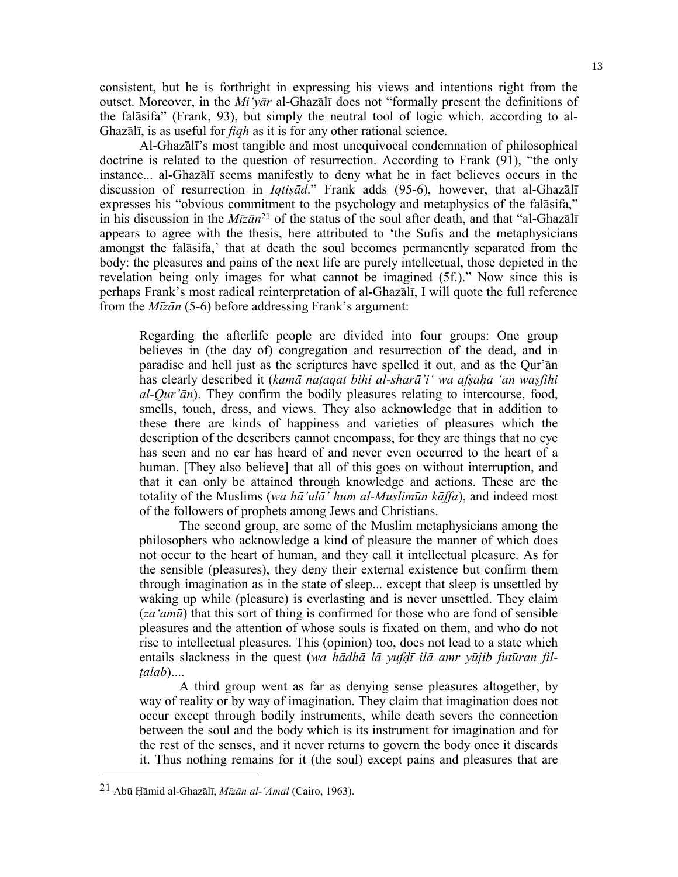consistent, but he is forthright in expressing his views and intentions right from the outset. Moreover, in the *Mi'yār* al-Ghazālī does not "formally present the definitions of the falāsifa" (Frank, 93), but simply the neutral tool of logic which, according to al-Ghazālī, is as useful for *fiqh* as it is for any other rational science.

Al-Ghazālī's most tangible and most unequivocal condemnation of philosophical doctrine is related to the question of resurrection. According to Frank (91), "the only instance... al-Ghazālī seems manifestly to deny what he in fact believes occurs in the discussion of resurrection in *Iqtiṣād*." Frank adds (95-6), however, that al-Ghazālī expresses his "obvious commitment to the psychology and metaphysics of the falāsifa," in his discussion in the *Mīzān*[21] of the status of the soul after death, and that "al-Ghazālī appears to agree with the thesis, here attributed to 'the Sufis and the metaphysicians amongst the falāsifa,' that at death the soul becomes permanently separated from the body: the pleasures and pains of the next life are purely intellectual, those depicted in the revelation being only images for what cannot be imagined (5f.)." Now since this is perhaps Frank's most radical reinterpretation of al-Ghazālī, I will quote the full reference from the *Mīzān* (5-6) before addressing Frank's argument:

> Regarding the afterlife people are divided into four groups: One group believes in (the day of) congregation and resurrection of the dead, and in paradise and hell just as the scriptures have spelled it out, and as the Qur'ān has clearly described it (*kamā naṭaqat bihi al-sharā'i' wa afṣaḥa 'an waṣfihi al-Qur'ān*). They confirm the bodily pleasures relating to intercourse, food, smells, touch, dress, and views. They also acknowledge that in addition to these there are kinds of happiness and varieties of pleasures which the description of the describers cannot encompass, for they are things that no eye has seen and no ear has heard of and never even occurred to the heart of a human. [They also believe] that all of this goes on without interruption, and that it can only be attained through knowledge and actions. These are the totality of the Muslims (*wa hā'ulā' hum al-Muslimūn kāffa*), and indeed most of the followers of prophets among Jews and Christians.
>
> The second group, are some of the Muslim metaphysicians among the philosophers who acknowledge a kind of pleasure the manner of which does not occur to the heart of human, and they call it intellectual pleasure. As for the sensible (pleasures), they deny their external existence but confirm them through imagination as in the state of sleep... except that sleep is unsettled by waking up while (pleasure) is everlasting and is never unsettled. They claim (*za'amū*) that this sort of thing is confirmed for those who are fond of sensible pleasures and the attention of whose souls is fixated on them, and who do not rise to intellectual pleasures. This (opinion) too, does not lead to a state which entails slackness in the quest (*wa hādhā lā yufḍī ilā amr yūjib futūran fil-ṭalab*)....
>
> A third group went as far as denying sense pleasures altogether, by way of reality or by way of imagination. They claim that imagination does not occur except through bodily instruments, while death severs the connection between the soul and the body which is its instrument for imagination and for the rest of the senses, and it never returns to govern the body once it discards it. Thus nothing remains for it (the soul) except pains and pleasures that are

---

[21] Abū Ḥāmid al-Ghazālī, *Mīzān al-'Amal* (Cairo, 1963).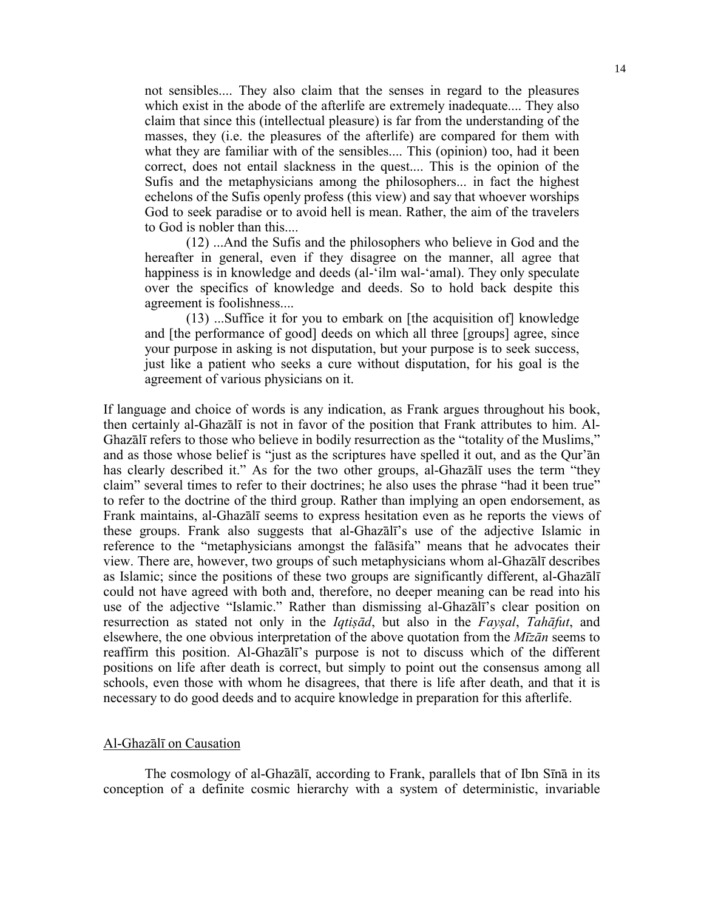> not sensibles.... They also claim that the senses in regard to the pleasures which exist in the abode of the afterlife are extremely inadequate.... They also claim that since this (intellectual pleasure) is far from the understanding of the masses, they (i.e. the pleasures of the afterlife) are compared for them with what they are familiar with of the sensibles.... This (opinion) too, had it been correct, does not entail slackness in the quest.... This is the opinion of the Sufis and the metaphysicians among the philosophers... in fact the highest echelons of the Sufis openly profess (this view) and say that whoever worships God to seek paradise or to avoid hell is mean. Rather, the aim of the travelers to God is nobler than this....
>
> (12) ...And the Sufis and the philosophers who believe in God and the hereafter in general, even if they disagree on the manner, all agree that happiness is in knowledge and deeds (al-'ilm wal-'amal). They only speculate over the specifics of knowledge and deeds. So to hold back despite this agreement is foolishness....
>
> (13) ...Suffice it for you to embark on [the acquisition of] knowledge and [the performance of good] deeds on which all three [groups] agree, since your purpose in asking is not disputation, but your purpose is to seek success, just like a patient who seeks a cure without disputation, for his goal is the agreement of various physicians on it.

If language and choice of words is any indication, as Frank argues throughout his book, then certainly al-Ghazālī is not in favor of the position that Frank attributes to him. Al-Ghazālī refers to those who believe in bodily resurrection as the "totality of the Muslims," and as those whose belief is "just as the scriptures have spelled it out, and as the Qur'ān has clearly described it." As for the two other groups, al-Ghazālī uses the term "they claim" several times to refer to their doctrines; he also uses the phrase "had it been true" to refer to the doctrine of the third group. Rather than implying an open endorsement, as Frank maintains, al-Ghazālī seems to express hesitation even as he reports the views of these groups. Frank also suggests that al-Ghazālī's use of the adjective Islamic in reference to the "metaphysicians amongst the falāsifa" means that he advocates their view. There are, however, two groups of such metaphysicians whom al-Ghazālī describes as Islamic; since the positions of these two groups are significantly different, al-Ghazālī could not have agreed with both and, therefore, no deeper meaning can be read into his use of the adjective "Islamic." Rather than dismissing al-Ghazālī's clear position on resurrection as stated not only in the *Iqtiṣād*, but also in the *Fayṣal*, *Tahāfut*, and elsewhere, the one obvious interpretation of the above quotation from the *Mīzān* seems to reaffirm this position. Al-Ghazālī's purpose is not to discuss which of the different positions on life after death is correct, but simply to point out the consensus among all schools, even those with whom he disagrees, that there is life after death, and that it is necessary to do good deeds and to acquire knowledge in preparation for this afterlife.

## Al-Ghazālī on Causation

The cosmology of al-Ghazālī, according to Frank, parallels that of Ibn Sīnā in its conception of a definite cosmic hierarchy with a system of deterministic, invariable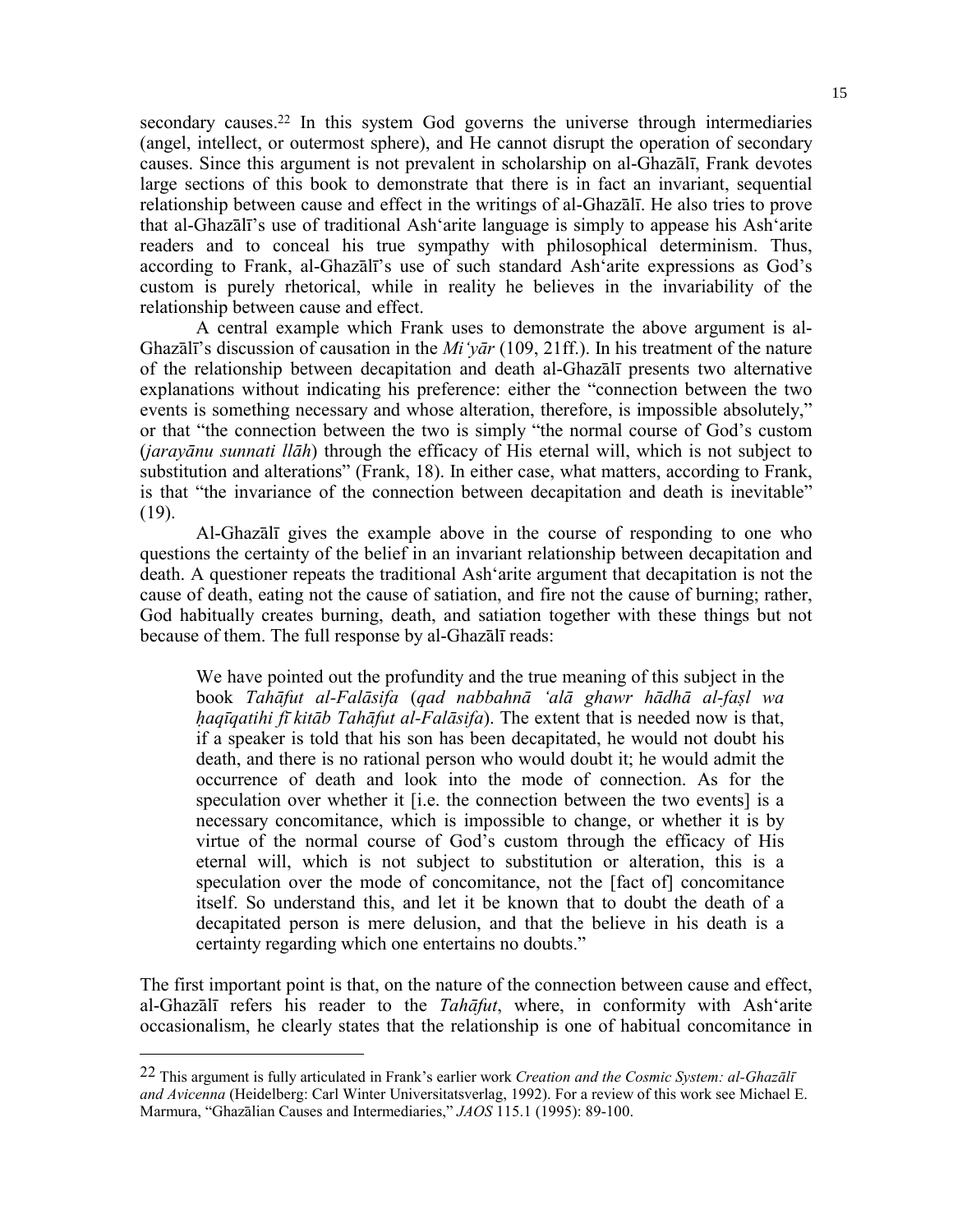secondary causes.[22] In this system God governs the universe through intermediaries (angel, intellect, or outermost sphere), and He cannot disrupt the operation of secondary causes. Since this argument is not prevalent in scholarship on al-Ghazālī, Frank devotes large sections of this book to demonstrate that there is in fact an invariant, sequential relationship between cause and effect in the writings of al-Ghazālī. He also tries to prove that al-Ghazālī's use of traditional Ash'arite language is simply to appease his Ash'arite readers and to conceal his true sympathy with philosophical determinism. Thus, according to Frank, al-Ghazālī's use of such standard Ash'arite expressions as God's custom is purely rhetorical, while in reality he believes in the invariability of the relationship between cause and effect.

A central example which Frank uses to demonstrate the above argument is al-Ghazālī's discussion of causation in the *Mi'yār* (109, 21ff.). In his treatment of the nature of the relationship between decapitation and death al-Ghazālī presents two alternative explanations without indicating his preference: either the "connection between the two events is something necessary and whose alteration, therefore, is impossible absolutely," or that "the connection between the two is simply "the normal course of God's custom (*jarayānu sunnati llāh*) through the efficacy of His eternal will, which is not subject to substitution and alterations" (Frank, 18). In either case, what matters, according to Frank, is that "the invariance of the connection between decapitation and death is inevitable" (19).

Al-Ghazālī gives the example above in the course of responding to one who questions the certainty of the belief in an invariant relationship between decapitation and death. A questioner repeats the traditional Ash'arite argument that decapitation is not the cause of death, eating not the cause of satiation, and fire not the cause of burning; rather, God habitually creates burning, death, and satiation together with these things but not because of them. The full response by al-Ghazālī reads:

> We have pointed out the profundity and the true meaning of this subject in the book *Tahāfut al-Falāsifa* (*qad nabbahnā 'alā ghawr hādhā al-faṣl wa ḥaqīqatihi fī kitāb Tahāfut al-Falāsifa*). The extent that is needed now is that, if a speaker is told that his son has been decapitated, he would not doubt his death, and there is no rational person who would doubt it; he would admit the occurrence of death and look into the mode of connection. As for the speculation over whether it [i.e. the connection between the two events] is a necessary concomitance, which is impossible to change, or whether it is by virtue of the normal course of God's custom through the efficacy of His eternal will, which is not subject to substitution or alteration, this is a speculation over the mode of concomitance, not the [fact of] concomitance itself. So understand this, and let it be known that to doubt the death of a decapitated person is mere delusion, and that the believe in his death is a certainty regarding which one entertains no doubts."

The first important point is that, on the nature of the connection between cause and effect, al-Ghazālī refers his reader to the *Tahāfut*, where, in conformity with Ash'arite occasionalism, he clearly states that the relationship is one of habitual concomitance in

[22] This argument is fully articulated in Frank's earlier work *Creation and the Cosmic System: al-Ghazālī and Avicenna* (Heidelberg: Carl Winter Universitatsverlag, 1992). For a review of this work see Michael E. Marmura, "Ghazālian Causes and Intermediaries," *JAOS* 115.1 (1995): 89-100.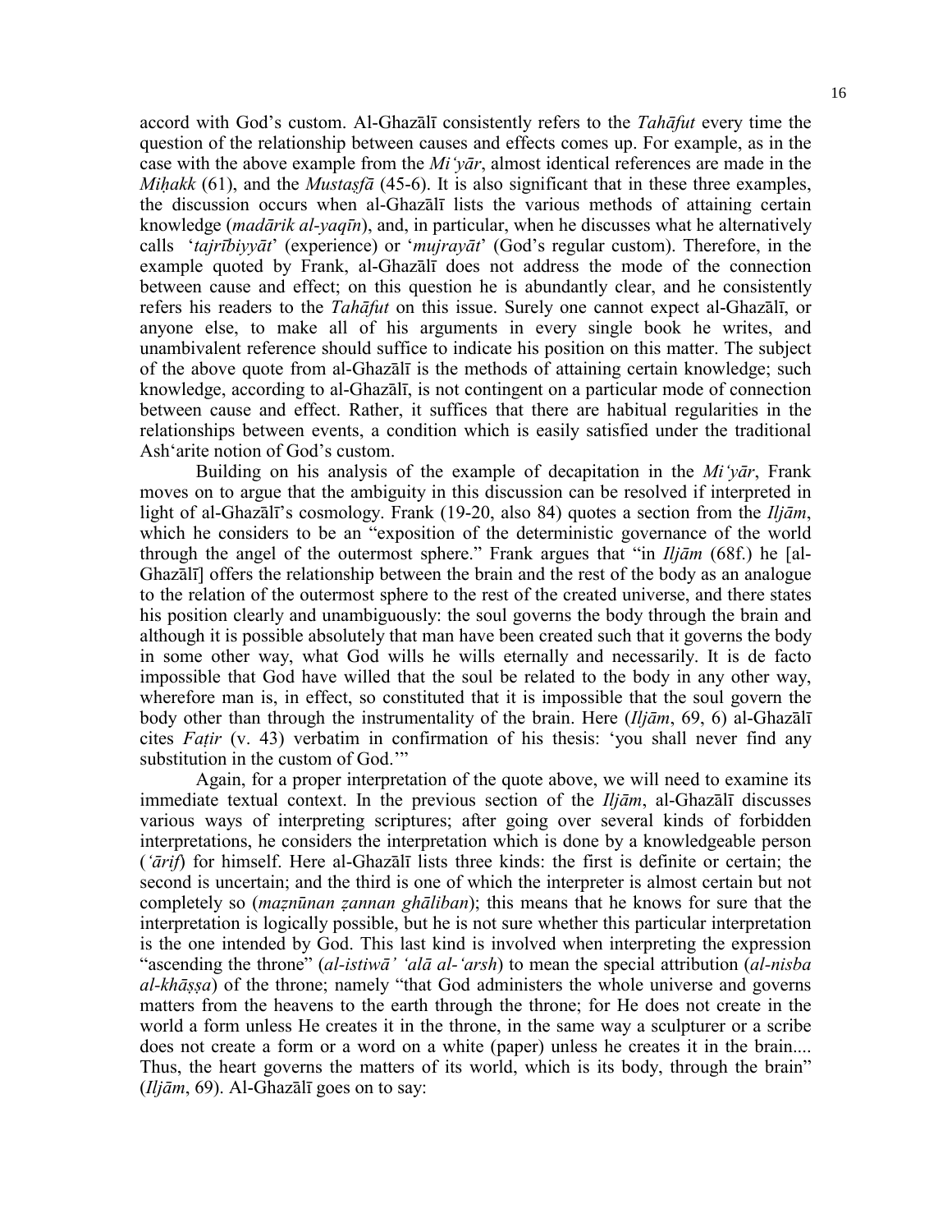accord with God's custom. Al-Ghazālī consistently refers to the *Tahāfut* every time the question of the relationship between causes and effects comes up. For example, as in the case with the above example from the *Mi'yār*, almost identical references are made in the *Miḥakk* (61), and the *Mustaṣfā* (45-6). It is also significant that in these three examples, the discussion occurs when al-Ghazālī lists the various methods of attaining certain knowledge (*madārik al-yaqīn*), and, in particular, when he discusses what he alternatively calls '*tajrībiyyāt*' (experience) or '*mujrayāt*' (God's regular custom). Therefore, in the example quoted by Frank, al-Ghazālī does not address the mode of the connection between cause and effect; on this question he is abundantly clear, and he consistently refers his readers to the *Tahāfut* on this issue. Surely one cannot expect al-Ghazālī, or anyone else, to make all of his arguments in every single book he writes, and unambivalent reference should suffice to indicate his position on this matter. The subject of the above quote from al-Ghazālī is the methods of attaining certain knowledge; such knowledge, according to al-Ghazālī, is not contingent on a particular mode of connection between cause and effect. Rather, it suffices that there are habitual regularities in the relationships between events, a condition which is easily satisfied under the traditional Ash'arite notion of God's custom.

Building on his analysis of the example of decapitation in the *Mi'yār*, Frank moves on to argue that the ambiguity in this discussion can be resolved if interpreted in light of al-Ghazālī's cosmology. Frank (19-20, also 84) quotes a section from the *Iljām*, which he considers to be an "exposition of the deterministic governance of the world through the angel of the outermost sphere." Frank argues that "in *Iljām* (68f.) he [al-Ghazālī] offers the relationship between the brain and the rest of the body as an analogue to the relation of the outermost sphere to the rest of the created universe, and there states his position clearly and unambiguously: the soul governs the body through the brain and although it is possible absolutely that man have been created such that it governs the body in some other way, what God wills he wills eternally and necessarily. It is de facto impossible that God have willed that the soul be related to the body in any other way, wherefore man is, in effect, so constituted that it is impossible that the soul govern the body other than through the instrumentality of the brain. Here (*Iljām*, 69, 6) al-Ghazālī cites *Faṭir* (v. 43) verbatim in confirmation of his thesis: 'you shall never find any substitution in the custom of God.'"

Again, for a proper interpretation of the quote above, we will need to examine its immediate textual context. In the previous section of the *Iljām*, al-Ghazālī discusses various ways of interpreting scriptures; after going over several kinds of forbidden interpretations, he considers the interpretation which is done by a knowledgeable person (*'ārif*) for himself. Here al-Ghazālī lists three kinds: the first is definite or certain; the second is uncertain; and the third is one of which the interpreter is almost certain but not completely so (*maẓnūnan ẓannan ghāliban*); this means that he knows for sure that the interpretation is logically possible, but he is not sure whether this particular interpretation is the one intended by God. This last kind is involved when interpreting the expression "ascending the throne" (*al-istiwā' 'alā al-'arsh*) to mean the special attribution (*al-nisba al-khāṣṣa*) of the throne; namely "that God administers the whole universe and governs matters from the heavens to the earth through the throne; for He does not create in the world a form unless He creates it in the throne, in the same way a sculpturer or a scribe does not create a form or a word on a white (paper) unless he creates it in the brain.... Thus, the heart governs the matters of its world, which is its body, through the brain" (*Iljām*, 69). Al-Ghazālī goes on to say: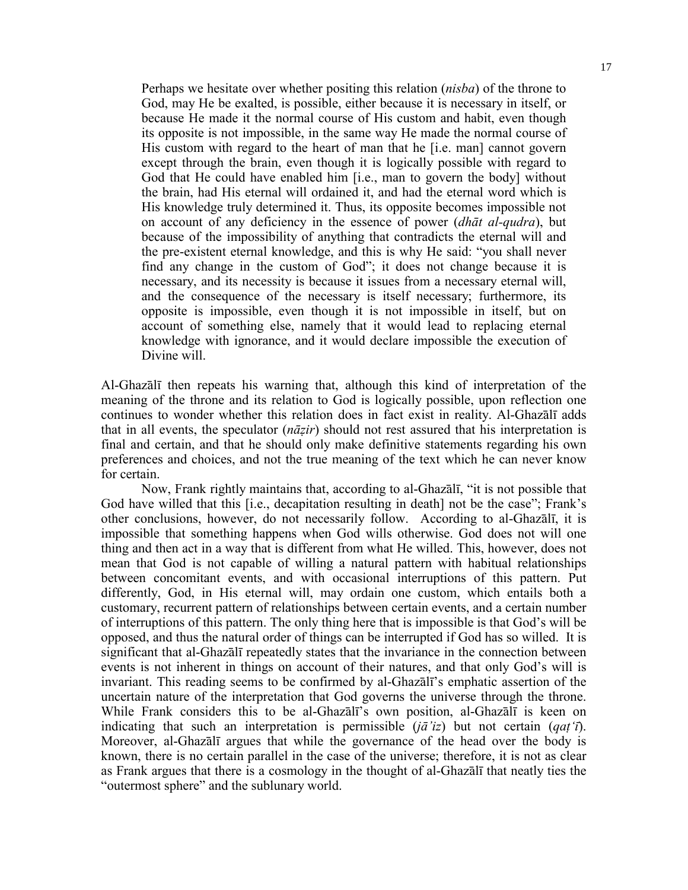> Perhaps we hesitate over whether positing this relation (*nisba*) of the throne to God, may He be exalted, is possible, either because it is necessary in itself, or because He made it the normal course of His custom and habit, even though its opposite is not impossible, in the same way He made the normal course of His custom with regard to the heart of man that he [i.e. man] cannot govern except through the brain, even though it is logically possible with regard to God that He could have enabled him [i.e., man to govern the body] without the brain, had His eternal will ordained it, and had the eternal word which is His knowledge truly determined it. Thus, its opposite becomes impossible not on account of any deficiency in the essence of power (*dhāt al-qudra*), but because of the impossibility of anything that contradicts the eternal will and the pre-existent eternal knowledge, and this is why He said: "you shall never find any change in the custom of God"; it does not change because it is necessary, and its necessity is because it issues from a necessary eternal will, and the consequence of the necessary is itself necessary; furthermore, its opposite is impossible, even though it is not impossible in itself, but on account of something else, namely that it would lead to replacing eternal knowledge with ignorance, and it would declare impossible the execution of Divine will.

Al-Ghazālī then repeats his warning that, although this kind of interpretation of the meaning of the throne and its relation to God is logically possible, upon reflection one continues to wonder whether this relation does in fact exist in reality. Al-Ghazālī adds that in all events, the speculator (*nāẓir*) should not rest assured that his interpretation is final and certain, and that he should only make definitive statements regarding his own preferences and choices, and not the true meaning of the text which he can never know for certain.

Now, Frank rightly maintains that, according to al-Ghazālī, "it is not possible that God have willed that this [i.e., decapitation resulting in death] not be the case"; Frank's other conclusions, however, do not necessarily follow. According to al-Ghazālī, it is impossible that something happens when God wills otherwise. God does not will one thing and then act in a way that is different from what He willed. This, however, does not mean that God is not capable of willing a natural pattern with habitual relationships between concomitant events, and with occasional interruptions of this pattern. Put differently, God, in His eternal will, may ordain one custom, which entails both a customary, recurrent pattern of relationships between certain events, and a certain number of interruptions of this pattern. The only thing here that is impossible is that God's will be opposed, and thus the natural order of things can be interrupted if God has so willed. It is significant that al-Ghazālī repeatedly states that the invariance in the connection between events is not inherent in things on account of their natures, and that only God's will is invariant. This reading seems to be confirmed by al-Ghazālī's emphatic assertion of the uncertain nature of the interpretation that God governs the universe through the throne. While Frank considers this to be al-Ghazālī's own position, al-Ghazālī is keen on indicating that such an interpretation is permissible (*jā'iz*) but not certain (*qaṭ'ī*). Moreover, al-Ghazālī argues that while the governance of the head over the body is known, there is no certain parallel in the case of the universe; therefore, it is not as clear as Frank argues that there is a cosmology in the thought of al-Ghazālī that neatly ties the "outermost sphere" and the sublunary world.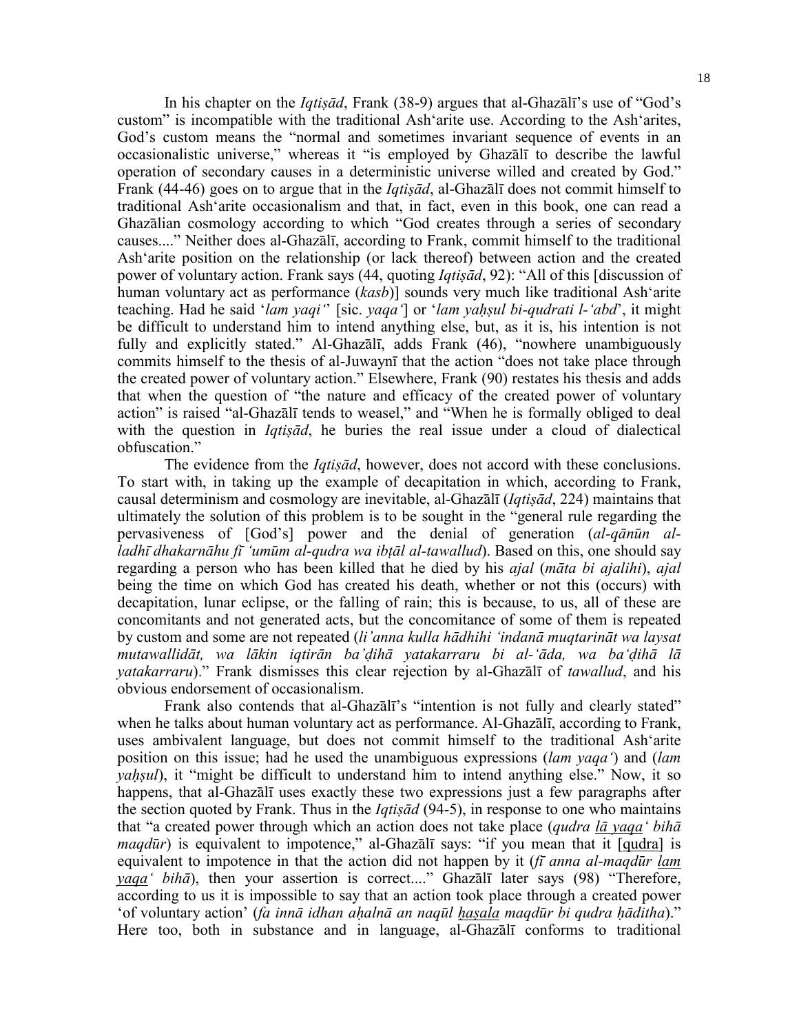In his chapter on the *Iqtiṣād*, Frank (38-9) argues that al-Ghazālī's use of "God's custom" is incompatible with the traditional Ash'arite use. According to the Ash'arites, God's custom means the "normal and sometimes invariant sequence of events in an occasionalistic universe," whereas it "is employed by Ghazālī to describe the lawful operation of secondary causes in a deterministic universe willed and created by God." Frank (44-46) goes on to argue that in the *Iqtiṣād*, al-Ghazālī does not commit himself to traditional Ash'arite occasionalism and that, in fact, even in this book, one can read a Ghazālian cosmology according to which "God creates through a series of secondary causes...." Neither does al-Ghazālī, according to Frank, commit himself to the traditional Ash'arite position on the relationship (or lack thereof) between action and the created power of voluntary action. Frank says (44, quoting *Iqtiṣād*, 92): "All of this [discussion of human voluntary act as performance (*kasb*)] sounds very much like traditional Ash'arite teaching. Had he said '*lam yaqi'*' [sic. *yaqa'*] or '*lam yaḥṣul bi-qudrati l-'abd*', it might be difficult to understand him to intend anything else, but, as it is, his intention is not fully and explicitly stated." Al-Ghazālī, adds Frank (46), "nowhere unambiguously commits himself to the thesis of al-Juwaynī that the action "does not take place through the created power of voluntary action." Elsewhere, Frank (90) restates his thesis and adds that when the question of "the nature and efficacy of the created power of voluntary action" is raised "al-Ghazālī tends to weasel," and "When he is formally obliged to deal with the question in *Iqtiṣād*, he buries the real issue under a cloud of dialectical obfuscation."

The evidence from the *Iqtiṣād*, however, does not accord with these conclusions. To start with, in taking up the example of decapitation in which, according to Frank, causal determinism and cosmology are inevitable, al-Ghazālī (*Iqtiṣād*, 224) maintains that ultimately the solution of this problem is to be sought in the "general rule regarding the pervasiveness of [God's] power and the denial of generation (*al-qānūn al-ladhī dhakarnāhu fī 'umūm al-qudra wa ibṭāl al-tawallud*). Based on this, one should say regarding a person who has been killed that he died by his *ajal* (*māta bi ajalihi*), *ajal* being the time on which God has created his death, whether or not this (occurs) with decapitation, lunar eclipse, or the falling of rain; this is because, to us, all of these are concomitants and not generated acts, but the concomitance of some of them is repeated by custom and some are not repeated (*li'anna kulla hādhihi 'indanā muqtarināt wa laysat mutawallidāt, wa lākin iqtirān ba'ḍihā yatakarraru bi al-'āda, wa ba'ḍihā lā yatakarraru*)." Frank dismisses this clear rejection by al-Ghazālī of *tawallud*, and his obvious endorsement of occasionalism.

Frank also contends that al-Ghazālī's "intention is not fully and clearly stated" when he talks about human voluntary act as performance. Al-Ghazālī, according to Frank, uses ambivalent language, but does not commit himself to the traditional Ash'arite position on this issue; had he used the unambiguous expressions (*lam yaqa'*) and (*lam yaḥṣul*), it "might be difficult to understand him to intend anything else." Now, it so happens, that al-Ghazālī uses exactly these two expressions just a few paragraphs after the section quoted by Frank. Thus in the *Iqtiṣād* (94-5), in response to one who maintains that "a created power through which an action does not take place (*qudra <u>lā yaqa'</u> bihā maqdūr*) is equivalent to impotence," al-Ghazālī says: "if you mean that it [<u>qudra</u>] is equivalent to impotence in that the action did not happen by it (*fī anna al-maqdūr <u>lam yaqa'</u> bihā*), then your assertion is correct...." Ghazālī later says (98) "Therefore, according to us it is impossible to say that an action took place through a created power 'of voluntary action' (*fa innā idhan aḥalnā an naqūl <u>ḥaṣala</u> maqdūr bi qudra ḥāditha*)." Here too, both in substance and in language, al-Ghazālī conforms to traditional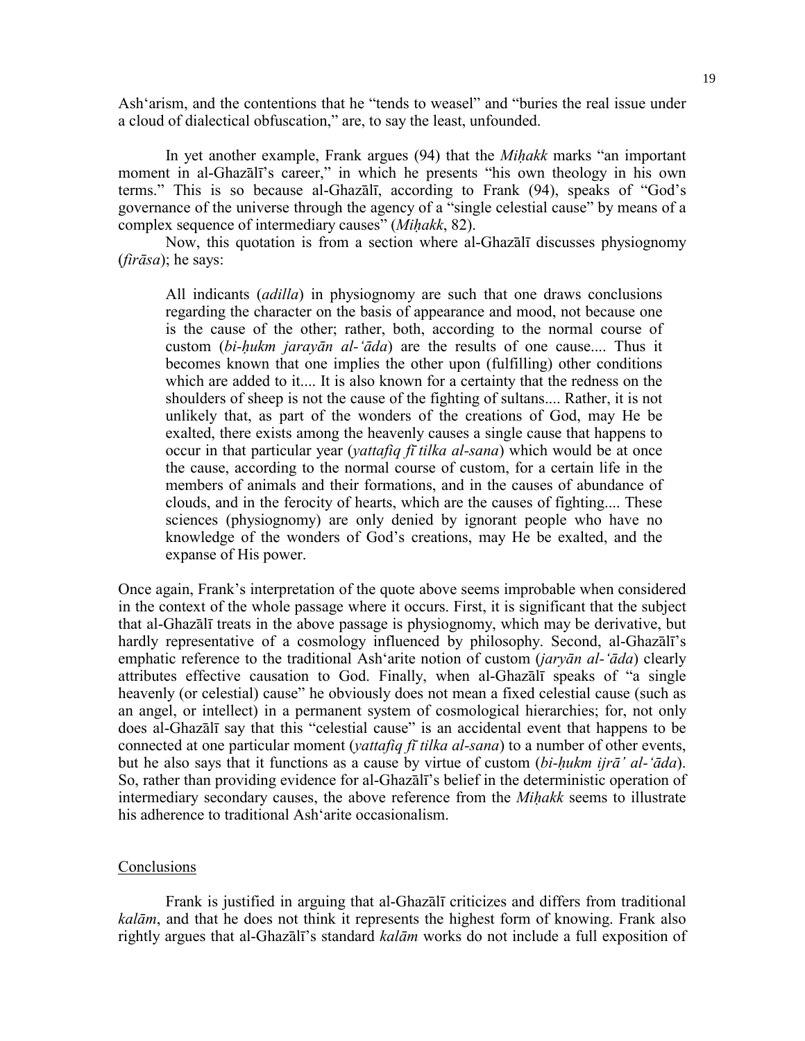Ash'arism, and the contentions that he "tends to weasel" and "buries the real issue under a cloud of dialectical obfuscation," are, to say the least, unfounded.

In yet another example, Frank argues (94) that the *Miḥakk* marks "an important moment in al-Ghazālī's career," in which he presents "his own theology in his own terms." This is so because al-Ghazālī, according to Frank (94), speaks of "God's governance of the universe through the agency of a "single celestial cause" by means of a complex sequence of intermediary causes" (*Miḥakk*, 82).

Now, this quotation is from a section where al-Ghazālī discusses physiognomy (*firāsa*); he says:

> All indicants (*adilla*) in physiognomy are such that one draws conclusions regarding the character on the basis of appearance and mood, not because one is the cause of the other; rather, both, according to the normal course of custom (*bi-ḥukm jarayān al-ʿāda*) are the results of one cause.... Thus it becomes known that one implies the other upon (fulfilling) other conditions which are added to it.... It is also known for a certainty that the redness on the shoulders of sheep is not the cause of the fighting of sultans.... Rather, it is not unlikely that, as part of the wonders of the creations of God, may He be exalted, there exists among the heavenly causes a single cause that happens to occur in that particular year (*yattafiq fī tilka al-sana*) which would be at once the cause, according to the normal course of custom, for a certain life in the members of animals and their formations, and in the causes of abundance of clouds, and in the ferocity of hearts, which are the causes of fighting.... These sciences (physiognomy) are only denied by ignorant people who have no knowledge of the wonders of God's creations, may He be exalted, and the expanse of His power.

Once again, Frank's interpretation of the quote above seems improbable when considered in the context of the whole passage where it occurs. First, it is significant that the subject that al-Ghazālī treats in the above passage is physiognomy, which may be derivative, but hardly representative of a cosmology influenced by philosophy. Second, al-Ghazālī's emphatic reference to the traditional Ash'arite notion of custom (*jaryān al-ʿāda*) clearly attributes effective causation to God. Finally, when al-Ghazālī speaks of "a single heavenly (or celestial) cause" he obviously does not mean a fixed celestial cause (such as an angel, or intellect) in a permanent system of cosmological hierarchies; for, not only does al-Ghazālī say that this "celestial cause" is an accidental event that happens to be connected at one particular moment (*yattafiq fī tilka al-sana*) to a number of other events, but he also says that it functions as a cause by virtue of custom (*bi-ḥukm ijrāʾ al-ʿāda*). So, rather than providing evidence for al-Ghazālī's belief in the deterministic operation of intermediary secondary causes, the above reference from the *Miḥakk* seems to illustrate his adherence to traditional Ash'arite occasionalism.

## Conclusions

Frank is justified in arguing that al-Ghazālī criticizes and differs from traditional *kalām*, and that he does not think it represents the highest form of knowing. Frank also rightly argues that al-Ghazālī's standard *kalām* works do not include a full exposition of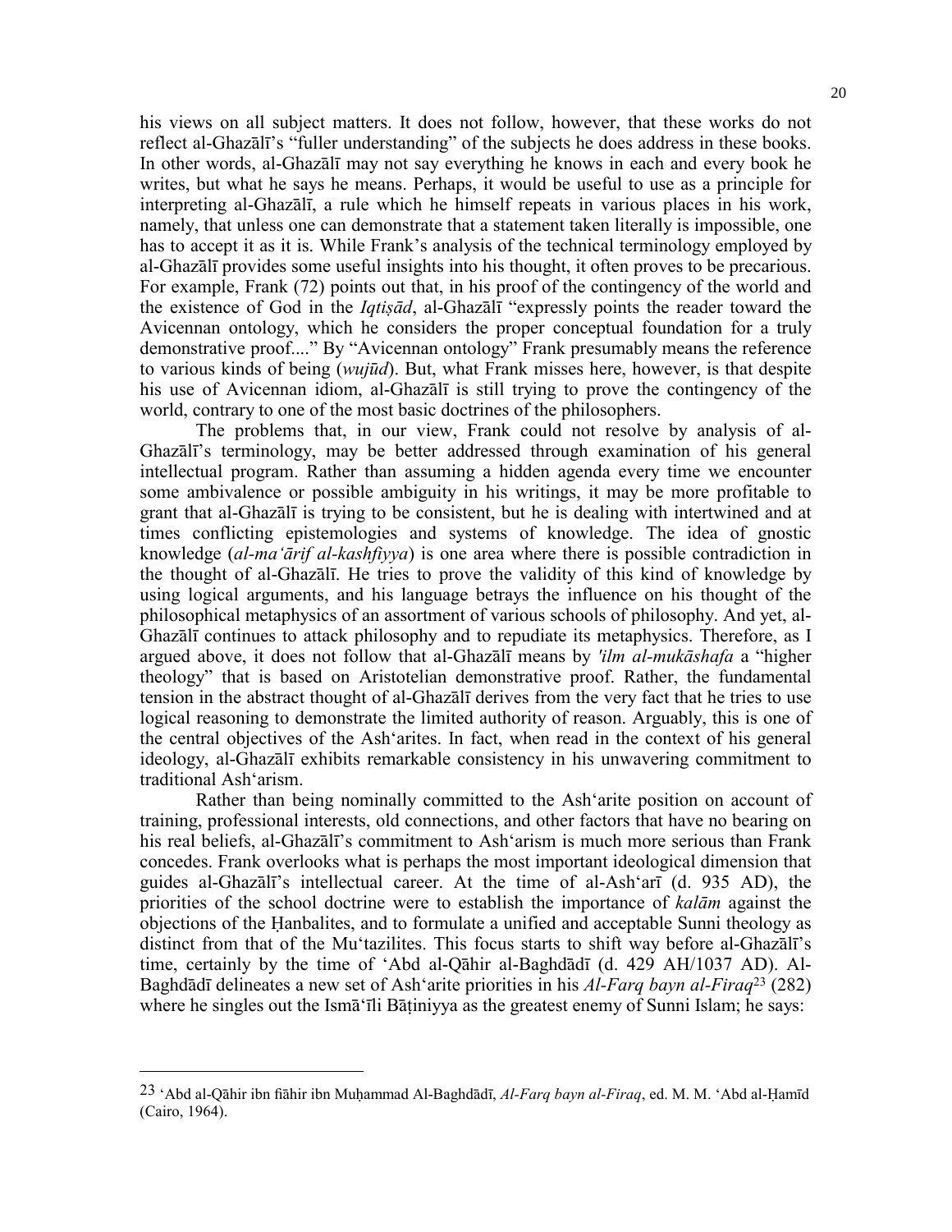his views on all subject matters. It does not follow, however, that these works do not reflect al-Ghazālī's "fuller understanding" of the subjects he does address in these books. In other words, al-Ghazālī may not say everything he knows in each and every book he writes, but what he says he means. Perhaps, it would be useful to use as a principle for interpreting al-Ghazālī, a rule which he himself repeats in various places in his work, namely, that unless one can demonstrate that a statement taken literally is impossible, one has to accept it as it is. While Frank's analysis of the technical terminology employed by al-Ghazālī provides some useful insights into his thought, it often proves to be precarious. For example, Frank (72) points out that, in his proof of the contingency of the world and the existence of God in the *Iqtiṣād*, al-Ghazālī "expressly points the reader toward the Avicennan ontology, which he considers the proper conceptual foundation for a truly demonstrative proof...." By "Avicennan ontology" Frank presumably means the reference to various kinds of being (*wujūd*). But, what Frank misses here, however, is that despite his use of Avicennan idiom, al-Ghazālī is still trying to prove the contingency of the world, contrary to one of the most basic doctrines of the philosophers.

The problems that, in our view, Frank could not resolve by analysis of al-Ghazālī's terminology, may be better addressed through examination of his general intellectual program. Rather than assuming a hidden agenda every time we encounter some ambivalence or possible ambiguity in his writings, it may be more profitable to grant that al-Ghazālī is trying to be consistent, but he is dealing with intertwined and at times conflicting epistemologies and systems of knowledge. The idea of gnostic knowledge (*al-ma'ārif al-kashfiyya*) is one area where there is possible contradiction in the thought of al-Ghazālī. He tries to prove the validity of this kind of knowledge by using logical arguments, and his language betrays the influence on his thought of the philosophical metaphysics of an assortment of various schools of philosophy. And yet, al-Ghazālī continues to attack philosophy and to repudiate its metaphysics. Therefore, as I argued above, it does not follow that al-Ghazālī means by *'ilm al-mukāshafa* a "higher theology" that is based on Aristotelian demonstrative proof. Rather, the fundamental tension in the abstract thought of al-Ghazālī derives from the very fact that he tries to use logical reasoning to demonstrate the limited authority of reason. Arguably, this is one of the central objectives of the Ash'arites. In fact, when read in the context of his general ideology, al-Ghazālī exhibits remarkable consistency in his unwavering commitment to traditional Ash'arism.

Rather than being nominally committed to the Ash'arite position on account of training, professional interests, old connections, and other factors that have no bearing on his real beliefs, al-Ghazālī's commitment to Ash'arism is much more serious than Frank concedes. Frank overlooks what is perhaps the most important ideological dimension that guides al-Ghazālī's intellectual career. At the time of al-Ash'arī (d. 935 AD), the priorities of the school doctrine were to establish the importance of *kalām* against the objections of the Ḥanbalites, and to formulate a unified and acceptable Sunni theology as distinct from that of the Mu'tazilites. This focus starts to shift way before al-Ghazālī's time, certainly by the time of 'Abd al-Qāhir al-Baghdādī (d. 429 AH/1037 AD). Al-Baghdādī delineates a new set of Ash'arite priorities in his *Al-Farq bayn al-Firaq*[23] (282) where he singles out the Ismā'īli Bāṭiniyya as the greatest enemy of Sunni Islam; he says:

[23] 'Abd al-Qāhir ibn fiāhir ibn Muḥammad Al-Baghdādī, *Al-Farq bayn al-Firaq*, ed. M. M. 'Abd al-Ḥamīd (Cairo, 1964).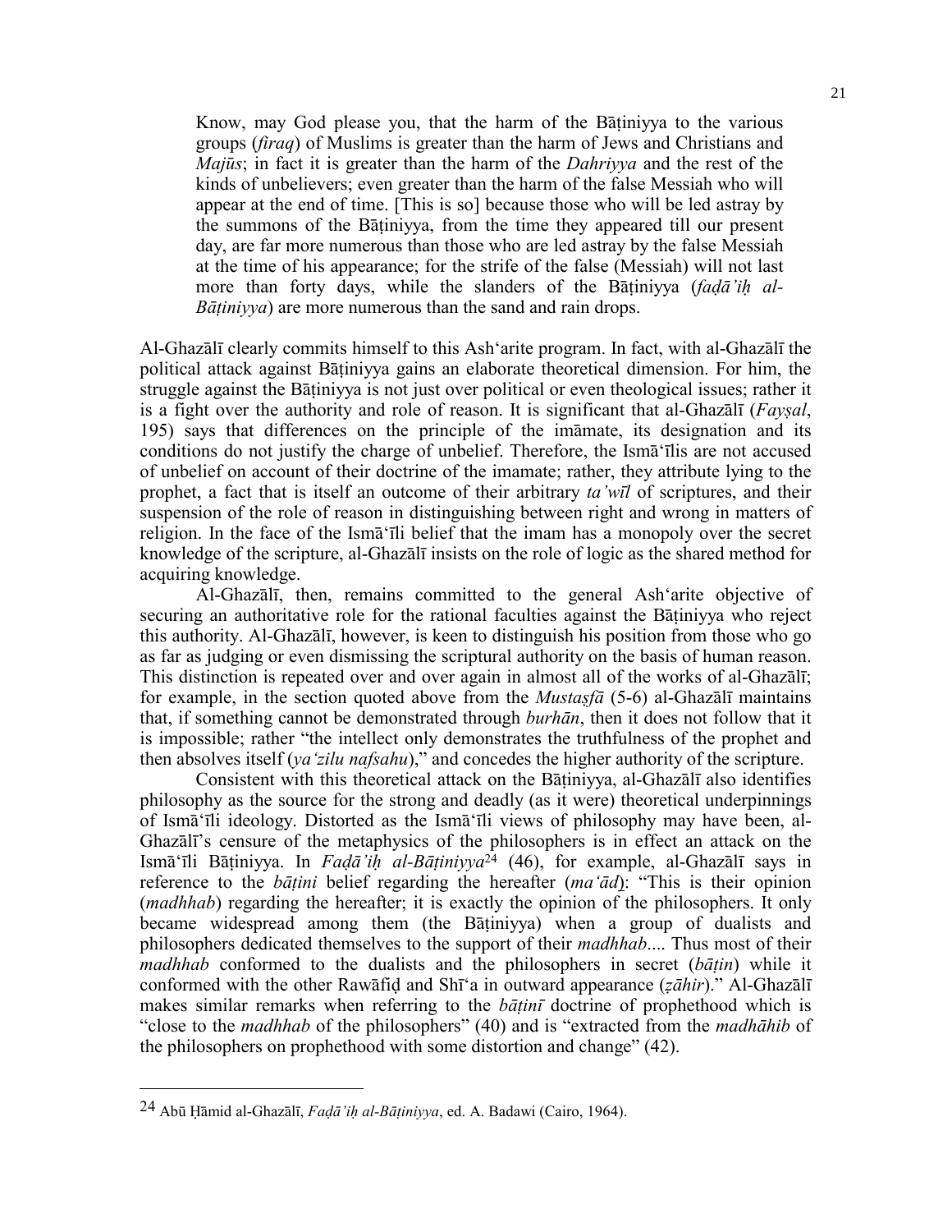> Know, may God please you, that the harm of the Bāṭiniyya to the various groups (*firaq*) of Muslims is greater than the harm of Jews and Christians and *Majūs*; in fact it is greater than the harm of the *Dahriyya* and the rest of the kinds of unbelievers; even greater than the harm of the false Messiah who will appear at the end of time. [This is so] because those who will be led astray by the summons of the Bāṭiniyya, from the time they appeared till our present day, are far more numerous than those who are led astray by the false Messiah at the time of his appearance; for the strife of the false (Messiah) will not last more than forty days, while the slanders of the Bāṭiniyya (*faḍā'iḥ al-Bāṭiniyya*) are more numerous than the sand and rain drops.

Al-Ghazālī clearly commits himself to this Ash'arite program. In fact, with al-Ghazālī the political attack against Bāṭiniyya gains an elaborate theoretical dimension. For him, the struggle against the Bāṭiniyya is not just over political or even theological issues; rather it is a fight over the authority and role of reason. It is significant that al-Ghazālī (*Fayṣal*, 195) says that differences on the principle of the imāmate, its designation and its conditions do not justify the charge of unbelief. Therefore, the Ismā'īlis are not accused of unbelief on account of their doctrine of the imamate; rather, they attribute lying to the prophet, a fact that is itself an outcome of their arbitrary *ta'wīl* of scriptures, and their suspension of the role of reason in distinguishing between right and wrong in matters of religion. In the face of the Ismā'īli belief that the imam has a monopoly over the secret knowledge of the scripture, al-Ghazālī insists on the role of logic as the shared method for acquiring knowledge.

Al-Ghazālī, then, remains committed to the general Ash'arite objective of securing an authoritative role for the rational faculties against the Bāṭiniyya who reject this authority. Al-Ghazālī, however, is keen to distinguish his position from those who go as far as judging or even dismissing the scriptural authority on the basis of human reason. This distinction is repeated over and over again in almost all of the works of al-Ghazālī; for example, in the section quoted above from the *Mustaṣfā* (5-6) al-Ghazālī maintains that, if something cannot be demonstrated through *burhān*, then it does not follow that it is impossible; rather "the intellect only demonstrates the truthfulness of the prophet and then absolves itself (*ya'zilu nafsahu*)," and concedes the higher authority of the scripture.

Consistent with this theoretical attack on the Bāṭiniyya, al-Ghazālī also identifies philosophy as the source for the strong and deadly (as it were) theoretical underpinnings of Ismā'īli ideology. Distorted as the Ismā'īli views of philosophy may have been, al-Ghazālī's censure of the metaphysics of the philosophers is in effect an attack on the Ismā'īli Bāṭiniyya. In *Faḍā'iḥ al-Bāṭiniyya*[24] (46), for example, al-Ghazālī says in reference to the *bāṭini* belief regarding the hereafter (*ma'ād*): "This is their opinion (*madhhab*) regarding the hereafter; it is exactly the opinion of the philosophers. It only became widespread among them (the Bāṭiniyya) when a group of dualists and philosophers dedicated themselves to the support of their *madhhab*.... Thus most of their *madhhab* conformed to the dualists and the philosophers in secret (*bāṭin*) while it conformed with the other Rawāfiḍ and Shī'a in outward appearance (*ẓāhir*)." Al-Ghazālī makes similar remarks when referring to the *bāṭinī* doctrine of prophethood which is "close to the *madhhab* of the philosophers" (40) and is "extracted from the *madhāhib* of the philosophers on prophethood with some distortion and change" (42).

---

[24] Abū Ḥāmid al-Ghazālī, *Faḍā'iḥ al-Bāṭiniyya*, ed. A. Badawi (Cairo, 1964).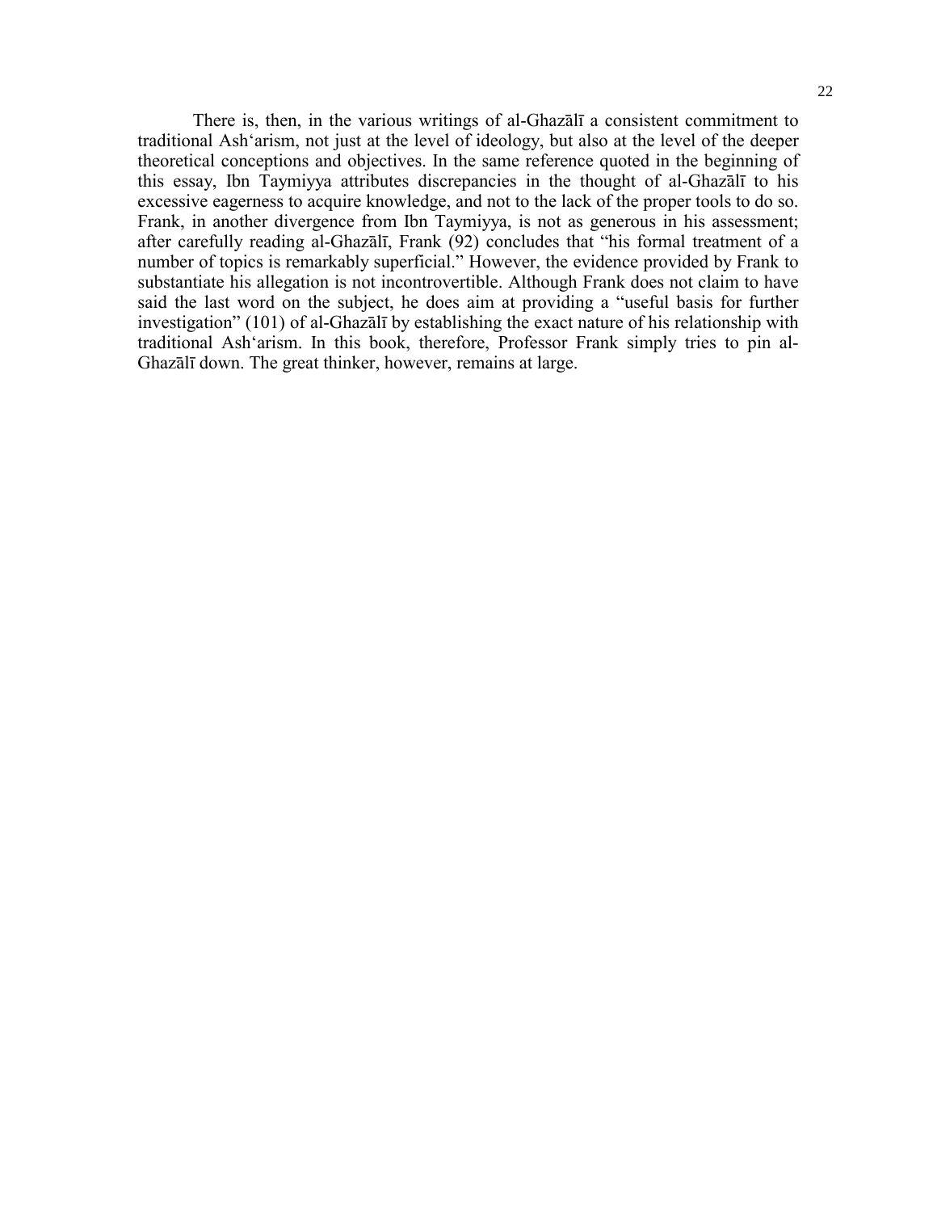There is, then, in the various writings of al-Ghazālī a consistent commitment to traditional Ash'arism, not just at the level of ideology, but also at the level of the deeper theoretical conceptions and objectives. In the same reference quoted in the beginning of this essay, Ibn Taymiyya attributes discrepancies in the thought of al-Ghazālī to his excessive eagerness to acquire knowledge, and not to the lack of the proper tools to do so. Frank, in another divergence from Ibn Taymiyya, is not as generous in his assessment; after carefully reading al-Ghazālī, Frank (92) concludes that "his formal treatment of a number of topics is remarkably superficial." However, the evidence provided by Frank to substantiate his allegation is not incontrovertible. Although Frank does not claim to have said the last word on the subject, he does aim at providing a "useful basis for further investigation" (101) of al-Ghazālī by establishing the exact nature of his relationship with traditional Ash'arism. In this book, therefore, Professor Frank simply tries to pin al-Ghazālī down. The great thinker, however, remains at large.